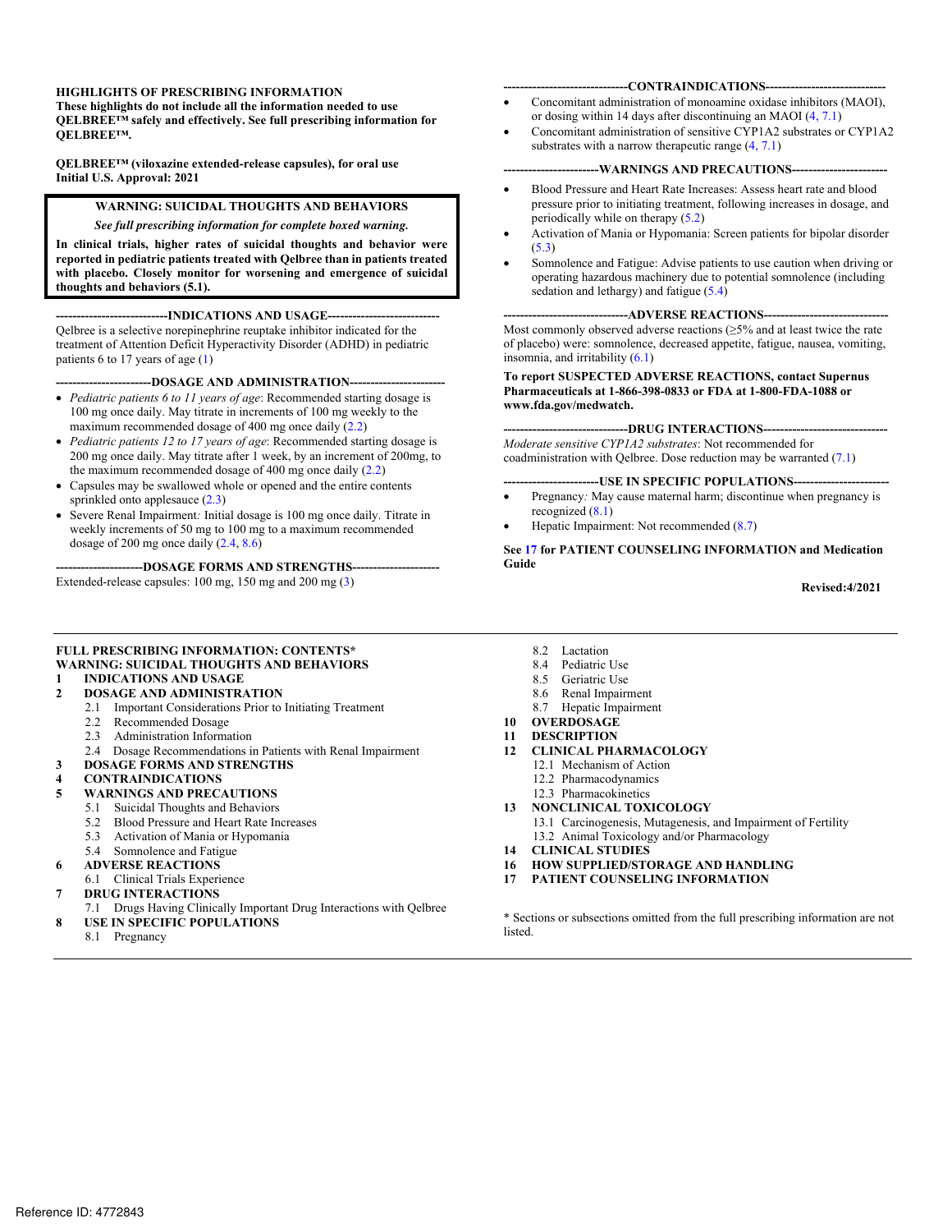**HIGHLIGHTS OF PRESCRIBING INFORMATION**
**These highlights do not include all the information needed to use QELBREE™ safely and effectively. See full prescribing information for QELBREE™.**

**QELBREE™ (viloxazine extended-release capsules), for oral use**
**Initial U.S. Approval: 2021**

> **WARNING: SUICIDAL THOUGHTS AND BEHAVIORS**
>
> ***See full prescribing information for complete boxed warning.***
>
> **In clinical trials, higher rates of suicidal thoughts and behavior were reported in pediatric patients treated with Qelbree than in patients treated with placebo. Closely monitor for worsening and emergence of suicidal thoughts and behaviors (5.1).**

**---------------------------INDICATIONS AND USAGE---------------------------**

Qelbree is a selective norepinephrine reuptake inhibitor indicated for the treatment of Attention Deficit Hyperactivity Disorder (ADHD) in pediatric patients 6 to 17 years of age (1)

**-----------------------DOSAGE AND ADMINISTRATION-----------------------**

- *Pediatric patients 6 to 11 years of age*: Recommended starting dosage is 100 mg once daily. May titrate in increments of 100 mg weekly to the maximum recommended dosage of 400 mg once daily (2.2)
- *Pediatric patients 12 to 17 years of age*: Recommended starting dosage is 200 mg once daily. May titrate after 1 week, by an increment of 200mg, to the maximum recommended dosage of 400 mg once daily (2.2)
- Capsules may be swallowed whole or opened and the entire contents sprinkled onto applesauce (2.3)
- Severe Renal Impairment*:* Initial dosage is 100 mg once daily. Titrate in weekly increments of 50 mg to 100 mg to a maximum recommended dosage of 200 mg once daily (2.4, 8.6)

**---------------------DOSAGE FORMS AND STRENGTHS---------------------**

Extended-release capsules: 100 mg, 150 mg and 200 mg (3)

**------------------------------CONTRAINDICATIONS----------------------------**

- Concomitant administration of monoamine oxidase inhibitors (MAOI), or dosing within 14 days after discontinuing an MAOI (4, 7.1)
- Concomitant administration of sensitive CYP1A2 substrates or CYP1A2 substrates with a narrow therapeutic range (4, 7.1)

**-----------------------WARNINGS AND PRECAUTIONS-----------------------**

- Blood Pressure and Heart Rate Increases: Assess heart rate and blood pressure prior to initiating treatment, following increases in dosage, and periodically while on therapy (5.2)
- Activation of Mania or Hypomania: Screen patients for bipolar disorder (5.3)
- Somnolence and Fatigue: Advise patients to use caution when driving or operating hazardous machinery due to potential somnolence (including sedation and lethargy) and fatigue (5.4)

**------------------------------ADVERSE REACTIONS------------------------------**

Most commonly observed adverse reactions (≥5% and at least twice the rate of placebo) were: somnolence, decreased appetite, fatigue, nausea, vomiting, insomnia, and irritability (6.1)

**To report SUSPECTED ADVERSE REACTIONS, contact Supernus Pharmaceuticals at 1-866-398-0833 or FDA at 1-800-FDA-1088 or www.fda.gov/medwatch.**

**------------------------------DRUG INTERACTIONS------------------------------**

*Moderate sensitive CYP1A2 substrates*: Not recommended for coadministration with Qelbree. Dose reduction may be warranted (7.1)

**-----------------------USE IN SPECIFIC POPULATIONS-----------------------**

- Pregnancy*:* May cause maternal harm; discontinue when pregnancy is recognized (8.1)
- Hepatic Impairment: Not recommended (8.7)

**See 17 for PATIENT COUNSELING INFORMATION and Medication Guide**

**Revised:4/2021**

---

**FULL PRESCRIBING INFORMATION: CONTENTS***

**WARNING: SUICIDAL THOUGHTS AND BEHAVIORS**

**1 INDICATIONS AND USAGE**

**2 DOSAGE AND ADMINISTRATION**
- 2.1 Important Considerations Prior to Initiating Treatment
- 2.2 Recommended Dosage
- 2.3 Administration Information
- 2.4 Dosage Recommendations in Patients with Renal Impairment

**3 DOSAGE FORMS AND STRENGTHS**

**4 CONTRAINDICATIONS**

**5 WARNINGS AND PRECAUTIONS**
- 5.1 Suicidal Thoughts and Behaviors
- 5.2 Blood Pressure and Heart Rate Increases
- 5.3 Activation of Mania or Hypomania
- 5.4 Somnolence and Fatigue

**6 ADVERSE REACTIONS**
- 6.1 Clinical Trials Experience

**7 DRUG INTERACTIONS**
- 7.1 Drugs Having Clinically Important Drug Interactions with Qelbree

**8 USE IN SPECIFIC POPULATIONS**
- 8.1 Pregnancy
- 8.2 Lactation
- 8.4 Pediatric Use
- 8.5 Geriatric Use
- 8.6 Renal Impairment
- 8.7 Hepatic Impairment

**10 OVERDOSAGE**

**11 DESCRIPTION**

**12 CLINICAL PHARMACOLOGY**
- 12.1 Mechanism of Action
- 12.2 Pharmacodynamics
- 12.3 Pharmacokinetics

**13 NONCLINICAL TOXICOLOGY**
- 13.1 Carcinogenesis, Mutagenesis, and Impairment of Fertility
- 13.2 Animal Toxicology and/or Pharmacology

**14 CLINICAL STUDIES**

**16 HOW SUPPLIED/STORAGE AND HANDLING**

**17 PATIENT COUNSELING INFORMATION**

\* Sections or subsections omitted from the full prescribing information are not listed.

Reference ID: 4772843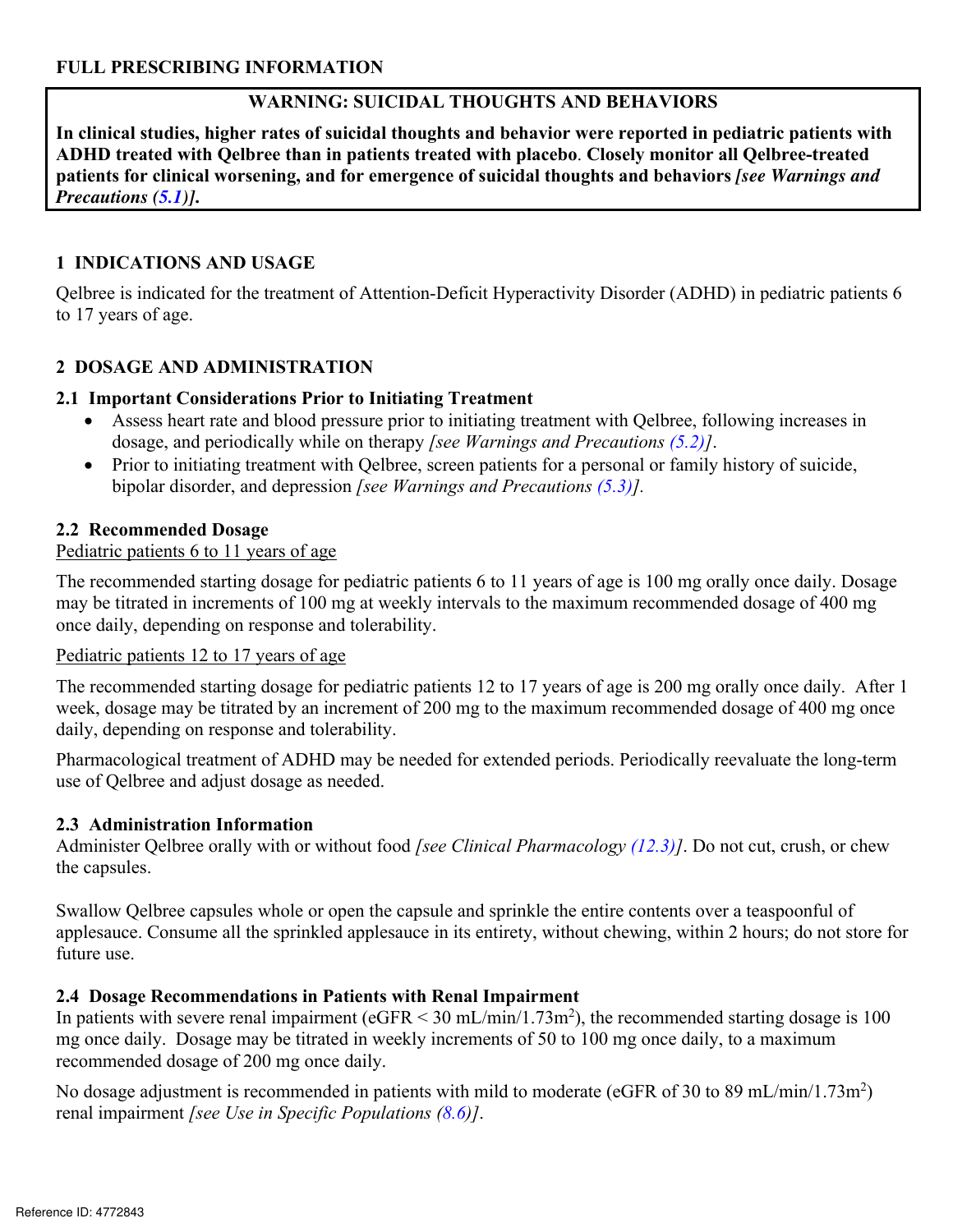# FULL PRESCRIBING INFORMATION

**WARNING: SUICIDAL THOUGHTS AND BEHAVIORS**

**In clinical studies, higher rates of suicidal thoughts and behavior were reported in pediatric patients with ADHD treated with Qelbree than in patients treated with placebo. Closely monitor all Qelbree-treated patients for clinical worsening, and for emergence of suicidal thoughts and behaviors *[see Warnings and Precautions (5.1)]*.**

## 1 INDICATIONS AND USAGE

Qelbree is indicated for the treatment of Attention-Deficit Hyperactivity Disorder (ADHD) in pediatric patients 6 to 17 years of age.

## 2 DOSAGE AND ADMINISTRATION

### 2.1 Important Considerations Prior to Initiating Treatment

- Assess heart rate and blood pressure prior to initiating treatment with Qelbree, following increases in dosage, and periodically while on therapy *[see Warnings and Precautions (5.2)]*.
- Prior to initiating treatment with Qelbree, screen patients for a personal or family history of suicide, bipolar disorder, and depression *[see Warnings and Precautions (5.3)]*.

### 2.2 Recommended Dosage

Pediatric patients 6 to 11 years of age

The recommended starting dosage for pediatric patients 6 to 11 years of age is 100 mg orally once daily. Dosage may be titrated in increments of 100 mg at weekly intervals to the maximum recommended dosage of 400 mg once daily, depending on response and tolerability.

Pediatric patients 12 to 17 years of age

The recommended starting dosage for pediatric patients 12 to 17 years of age is 200 mg orally once daily. After 1 week, dosage may be titrated by an increment of 200 mg to the maximum recommended dosage of 400 mg once daily, depending on response and tolerability.

Pharmacological treatment of ADHD may be needed for extended periods. Periodically reevaluate the long-term use of Qelbree and adjust dosage as needed.

### 2.3 Administration Information

Administer Qelbree orally with or without food *[see Clinical Pharmacology (12.3)]*. Do not cut, crush, or chew the capsules.

Swallow Qelbree capsules whole or open the capsule and sprinkle the entire contents over a teaspoonful of applesauce. Consume all the sprinkled applesauce in its entirety, without chewing, within 2 hours; do not store for future use.

### 2.4 Dosage Recommendations in Patients with Renal Impairment

In patients with severe renal impairment (eGFR < 30 mL/min/1.73m$^2$), the recommended starting dosage is 100 mg once daily. Dosage may be titrated in weekly increments of 50 to 100 mg once daily, to a maximum recommended dosage of 200 mg once daily.

No dosage adjustment is recommended in patients with mild to moderate (eGFR of 30 to 89 mL/min/1.73m$^2$) renal impairment *[see Use in Specific Populations (8.6)]*.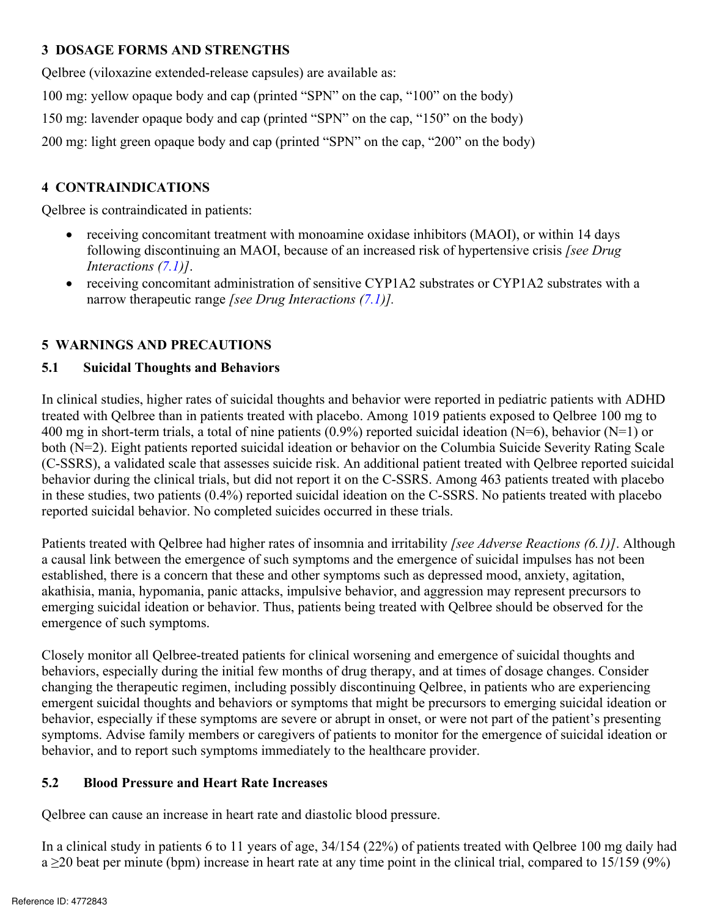## 3 DOSAGE FORMS AND STRENGTHS

Qelbree (viloxazine extended-release capsules) are available as:

100 mg: yellow opaque body and cap (printed "SPN" on the cap, "100" on the body)

150 mg: lavender opaque body and cap (printed "SPN" on the cap, "150" on the body)

200 mg: light green opaque body and cap (printed "SPN" on the cap, "200" on the body)

## 4 CONTRAINDICATIONS

Qelbree is contraindicated in patients:

- receiving concomitant treatment with monoamine oxidase inhibitors (MAOI), or within 14 days following discontinuing an MAOI, because of an increased risk of hypertensive crisis *[see Drug Interactions (7.1)]*.
- receiving concomitant administration of sensitive CYP1A2 substrates or CYP1A2 substrates with a narrow therapeutic range *[see Drug Interactions (7.1)].*

## 5 WARNINGS AND PRECAUTIONS

### 5.1 Suicidal Thoughts and Behaviors

In clinical studies, higher rates of suicidal thoughts and behavior were reported in pediatric patients with ADHD treated with Qelbree than in patients treated with placebo. Among 1019 patients exposed to Qelbree 100 mg to 400 mg in short-term trials, a total of nine patients (0.9%) reported suicidal ideation (N=6), behavior (N=1) or both (N=2). Eight patients reported suicidal ideation or behavior on the Columbia Suicide Severity Rating Scale (C-SSRS), a validated scale that assesses suicide risk. An additional patient treated with Qelbree reported suicidal behavior during the clinical trials, but did not report it on the C-SSRS. Among 463 patients treated with placebo in these studies, two patients (0.4%) reported suicidal ideation on the C-SSRS. No patients treated with placebo reported suicidal behavior. No completed suicides occurred in these trials.

Patients treated with Qelbree had higher rates of insomnia and irritability *[see Adverse Reactions (6.1)]*. Although a causal link between the emergence of such symptoms and the emergence of suicidal impulses has not been established, there is a concern that these and other symptoms such as depressed mood, anxiety, agitation, akathisia, mania, hypomania, panic attacks, impulsive behavior, and aggression may represent precursors to emerging suicidal ideation or behavior. Thus, patients being treated with Qelbree should be observed for the emergence of such symptoms.

Closely monitor all Qelbree-treated patients for clinical worsening and emergence of suicidal thoughts and behaviors, especially during the initial few months of drug therapy, and at times of dosage changes. Consider changing the therapeutic regimen, including possibly discontinuing Qelbree, in patients who are experiencing emergent suicidal thoughts and behaviors or symptoms that might be precursors to emerging suicidal ideation or behavior, especially if these symptoms are severe or abrupt in onset, or were not part of the patient's presenting symptoms. Advise family members or caregivers of patients to monitor for the emergence of suicidal ideation or behavior, and to report such symptoms immediately to the healthcare provider.

### 5.2 Blood Pressure and Heart Rate Increases

Qelbree can cause an increase in heart rate and diastolic blood pressure.

In a clinical study in patients 6 to 11 years of age, 34/154 (22%) of patients treated with Qelbree 100 mg daily had a ≥20 beat per minute (bpm) increase in heart rate at any time point in the clinical trial, compared to 15/159 (9%)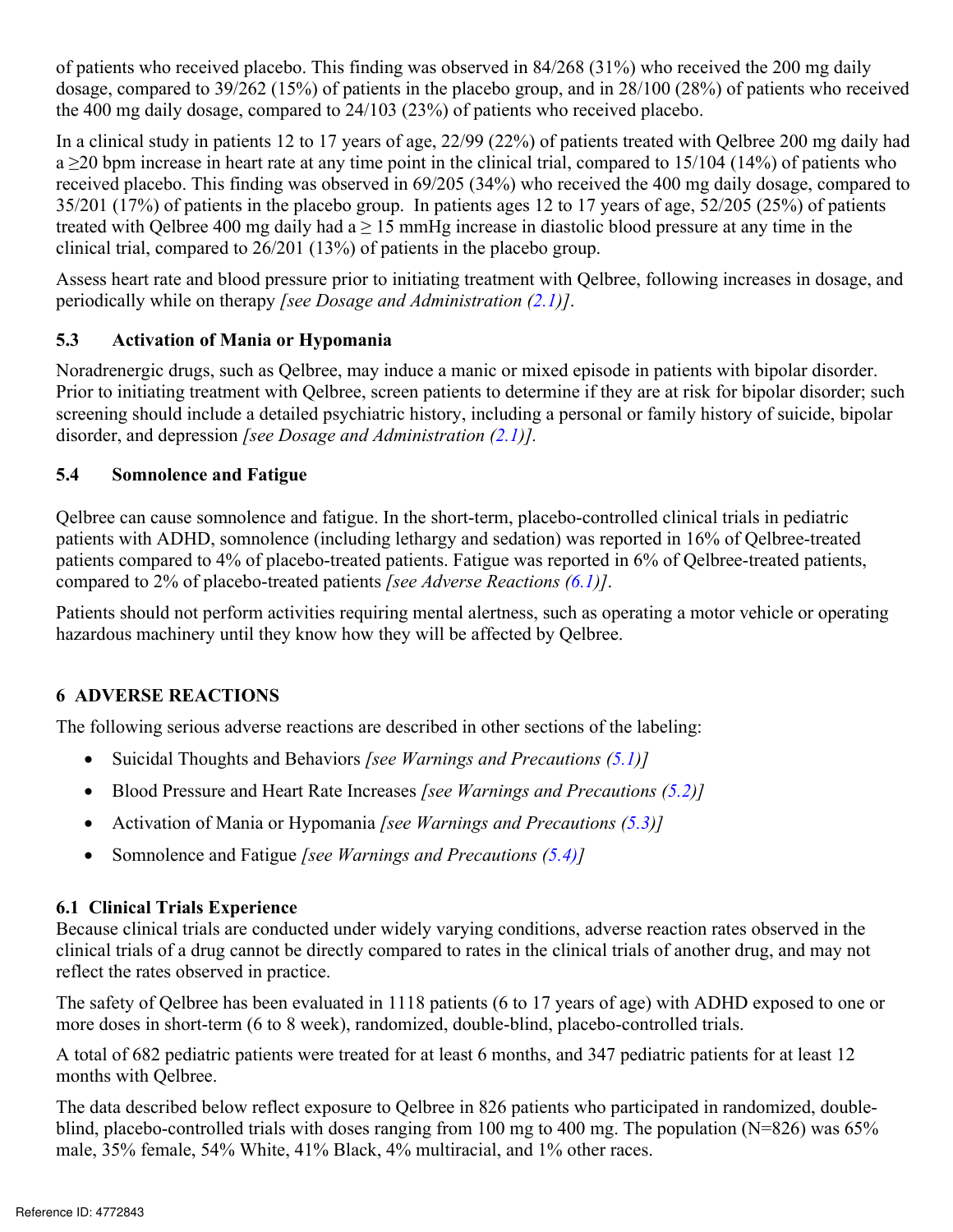of patients who received placebo. This finding was observed in 84/268 (31%) who received the 200 mg daily dosage, compared to 39/262 (15%) of patients in the placebo group, and in 28/100 (28%) of patients who received the 400 mg daily dosage, compared to 24/103 (23%) of patients who received placebo.

In a clinical study in patients 12 to 17 years of age, 22/99 (22%) of patients treated with Qelbree 200 mg daily had a ≥20 bpm increase in heart rate at any time point in the clinical trial, compared to 15/104 (14%) of patients who received placebo. This finding was observed in 69/205 (34%) who received the 400 mg daily dosage, compared to 35/201 (17%) of patients in the placebo group. In patients ages 12 to 17 years of age, 52/205 (25%) of patients treated with Qelbree 400 mg daily had a ≥ 15 mmHg increase in diastolic blood pressure at any time in the clinical trial, compared to 26/201 (13%) of patients in the placebo group.

Assess heart rate and blood pressure prior to initiating treatment with Qelbree, following increases in dosage, and periodically while on therapy *[see Dosage and Administration (2.1)]*.

### 5.3 Activation of Mania or Hypomania

Noradrenergic drugs, such as Qelbree, may induce a manic or mixed episode in patients with bipolar disorder. Prior to initiating treatment with Qelbree, screen patients to determine if they are at risk for bipolar disorder; such screening should include a detailed psychiatric history, including a personal or family history of suicide, bipolar disorder, and depression *[see Dosage and Administration (2.1)].*

### 5.4 Somnolence and Fatigue

Qelbree can cause somnolence and fatigue. In the short-term, placebo-controlled clinical trials in pediatric patients with ADHD, somnolence (including lethargy and sedation) was reported in 16% of Qelbree-treated patients compared to 4% of placebo-treated patients. Fatigue was reported in 6% of Qelbree-treated patients, compared to 2% of placebo-treated patients *[see Adverse Reactions (6.1)]*.

Patients should not perform activities requiring mental alertness, such as operating a motor vehicle or operating hazardous machinery until they know how they will be affected by Qelbree.

## 6 ADVERSE REACTIONS

The following serious adverse reactions are described in other sections of the labeling:

- Suicidal Thoughts and Behaviors *[see Warnings and Precautions (5.1)]*
- Blood Pressure and Heart Rate Increases *[see Warnings and Precautions (5.2)]*
- Activation of Mania or Hypomania *[see Warnings and Precautions (5.3)]*
- Somnolence and Fatigue *[see Warnings and Precautions (5.4)]*

### 6.1 Clinical Trials Experience

Because clinical trials are conducted under widely varying conditions, adverse reaction rates observed in the clinical trials of a drug cannot be directly compared to rates in the clinical trials of another drug, and may not reflect the rates observed in practice.

The safety of Qelbree has been evaluated in 1118 patients (6 to 17 years of age) with ADHD exposed to one or more doses in short-term (6 to 8 week), randomized, double-blind, placebo-controlled trials.

A total of 682 pediatric patients were treated for at least 6 months, and 347 pediatric patients for at least 12 months with Qelbree.

The data described below reflect exposure to Qelbree in 826 patients who participated in randomized, double-blind, placebo-controlled trials with doses ranging from 100 mg to 400 mg. The population (N=826) was 65% male, 35% female, 54% White, 41% Black, 4% multiracial, and 1% other races.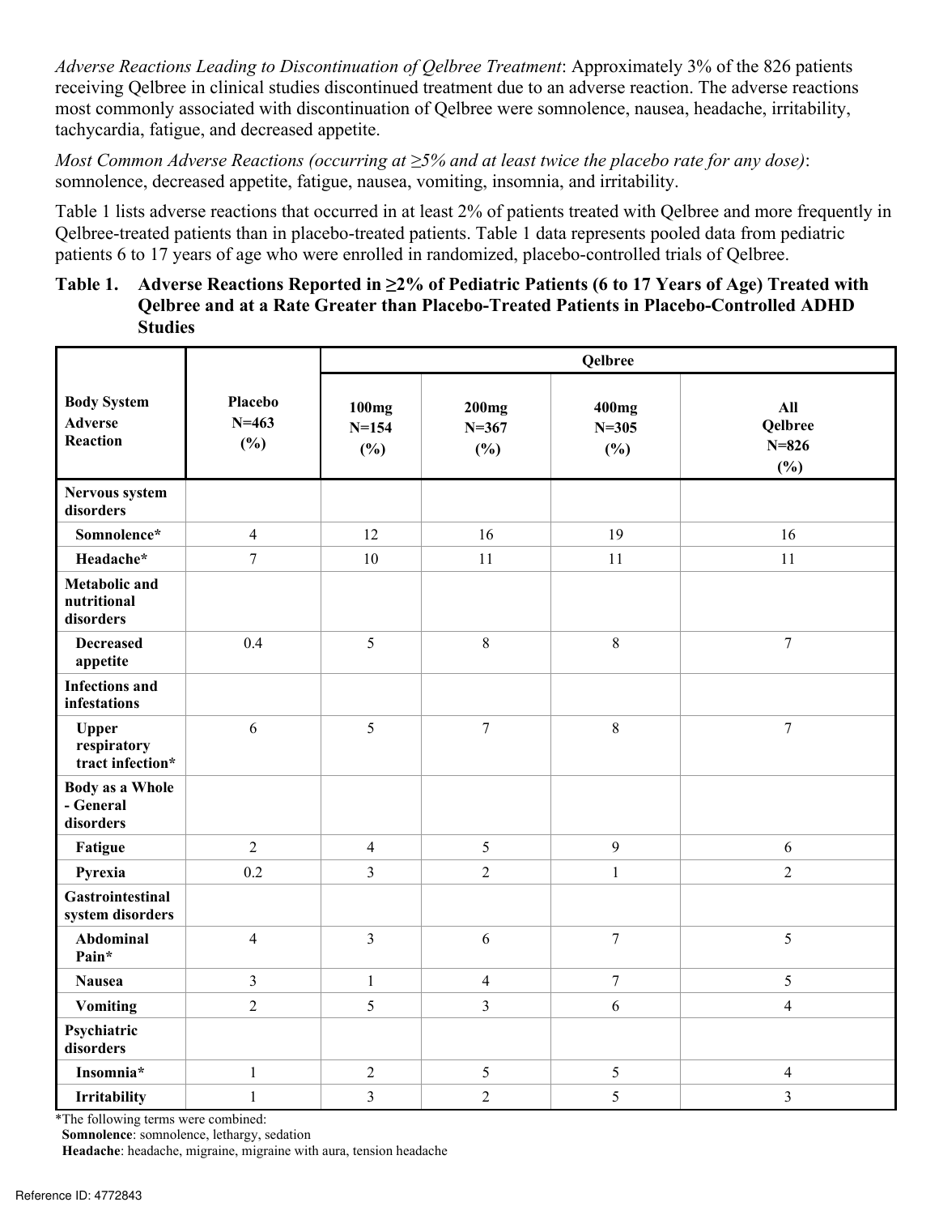*Adverse Reactions Leading to Discontinuation of Qelbree Treatment*: Approximately 3% of the 826 patients receiving Qelbree in clinical studies discontinued treatment due to an adverse reaction. The adverse reactions most commonly associated with discontinuation of Qelbree were somnolence, nausea, headache, irritability, tachycardia, fatigue, and decreased appetite.

*Most Common Adverse Reactions (occurring at ≥5% and at least twice the placebo rate for any dose)*: somnolence, decreased appetite, fatigue, nausea, vomiting, insomnia, and irritability.

Table 1 lists adverse reactions that occurred in at least 2% of patients treated with Qelbree and more frequently in Qelbree-treated patients than in placebo-treated patients. Table 1 data represents pooled data from pediatric patients 6 to 17 years of age who were enrolled in randomized, placebo-controlled trials of Qelbree.

**Table 1. Adverse Reactions Reported in ≥2% of Pediatric Patients (6 to 17 Years of Age) Treated with Qelbree and at a Rate Greater than Placebo-Treated Patients in Placebo-Controlled ADHD Studies**

| Body System Adverse Reaction | Placebo N=463 (%) | Qelbree | | | |
|---|---|---|---|---|---|
| | | 100mg N=154 (%) | 200mg N=367 (%) | 400mg N=305 (%) | All Qelbree N=826 (%) |
| **Nervous system disorders** | | | | | |
| **Somnolence*** | 4 | 12 | 16 | 19 | 16 |
| **Headache*** | 7 | 10 | 11 | 11 | 11 |
| **Metabolic and nutritional disorders** | | | | | |
| **Decreased appetite** | 0.4 | 5 | 8 | 8 | 7 |
| **Infections and infestations** | | | | | |
| **Upper respiratory tract infection*** | 6 | 5 | 7 | 8 | 7 |
| **Body as a Whole - General disorders** | | | | | |
| **Fatigue** | 2 | 4 | 5 | 9 | 6 |
| **Pyrexia** | 0.2 | 3 | 2 | 1 | 2 |
| **Gastrointestinal system disorders** | | | | | |
| **Abdominal Pain*** | 4 | 3 | 6 | 7 | 5 |
| **Nausea** | 3 | 1 | 4 | 7 | 5 |
| **Vomiting** | 2 | 5 | 3 | 6 | 4 |
| **Psychiatric disorders** | | | | | |
| **Insomnia*** | 1 | 2 | 5 | 5 | 4 |
| **Irritability** | 1 | 3 | 2 | 5 | 3 |

*The following terms were combined:

**Somnolence**: somnolence, lethargy, sedation

**Headache**: headache, migraine, migraine with aura, tension headache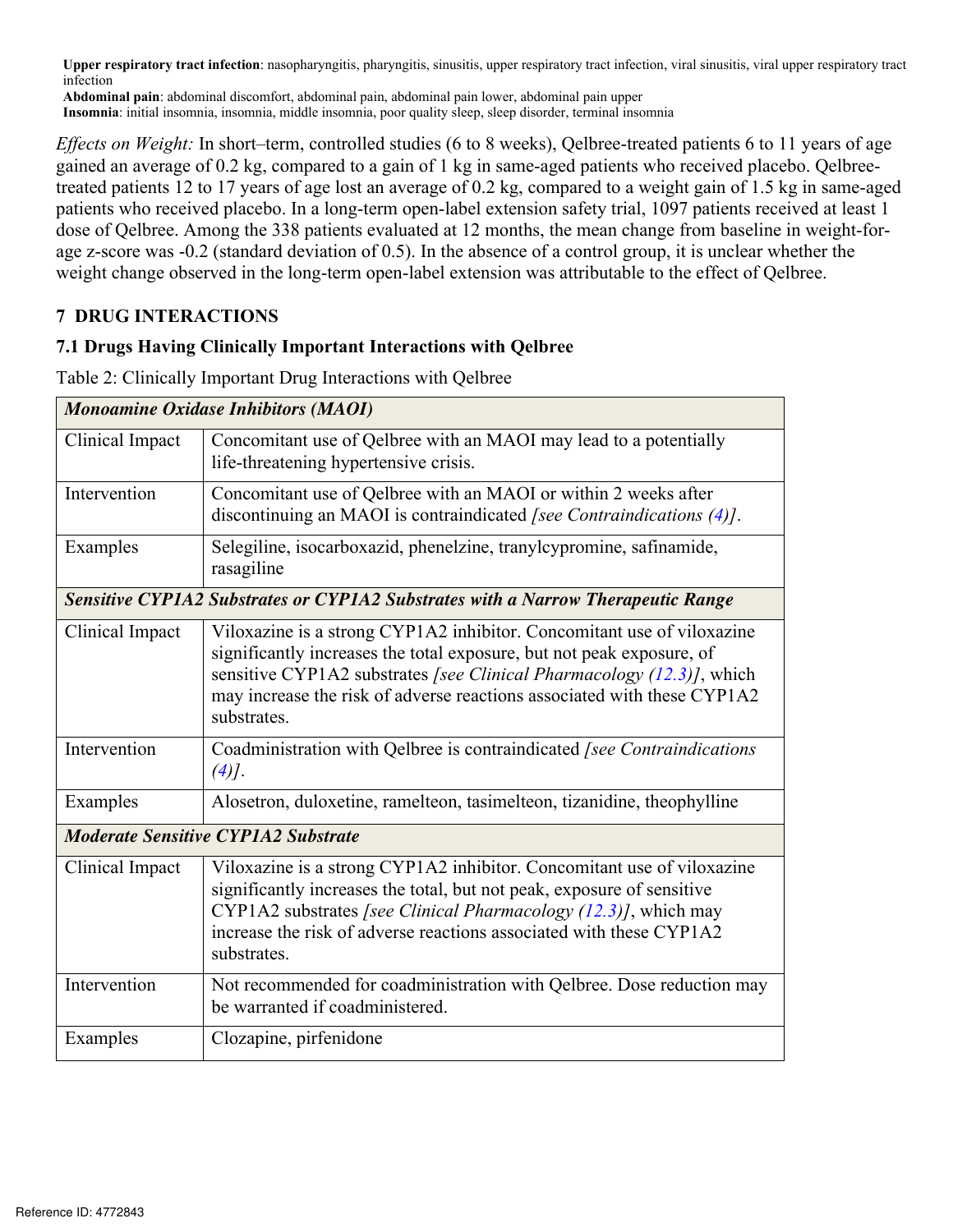**Upper respiratory tract infection**: nasopharyngitis, pharyngitis, sinusitis, upper respiratory tract infection, viral sinusitis, viral upper respiratory tract infection
**Abdominal pain**: abdominal discomfort, abdominal pain, abdominal pain lower, abdominal pain upper
**Insomnia**: initial insomnia, insomnia, middle insomnia, poor quality sleep, sleep disorder, terminal insomnia

*Effects on Weight:* In short–term, controlled studies (6 to 8 weeks), Qelbree-treated patients 6 to 11 years of age gained an average of 0.2 kg, compared to a gain of 1 kg in same-aged patients who received placebo. Qelbree-treated patients 12 to 17 years of age lost an average of 0.2 kg, compared to a weight gain of 1.5 kg in same-aged patients who received placebo. In a long-term open-label extension safety trial, 1097 patients received at least 1 dose of Qelbree. Among the 338 patients evaluated at 12 months, the mean change from baseline in weight-for-age z-score was -0.2 (standard deviation of 0.5). In the absence of a control group, it is unclear whether the weight change observed in the long-term open-label extension was attributable to the effect of Qelbree.

## 7 DRUG INTERACTIONS

### 7.1 Drugs Having Clinically Important Interactions with Qelbree

Table 2: Clinically Important Drug Interactions with Qelbree

| ***Monoamine Oxidase Inhibitors (MAOI)*** | |
|---|---|
| Clinical Impact | Concomitant use of Qelbree with an MAOI may lead to a potentially life-threatening hypertensive crisis. |
| Intervention | Concomitant use of Qelbree with an MAOI or within 2 weeks after discontinuing an MAOI is contraindicated *[see Contraindications (4)]*. |
| Examples | Selegiline, isocarboxazid, phenelzine, tranylcypromine, safinamide, rasagiline |
| ***Sensitive CYP1A2 Substrates or CYP1A2 Substrates with a Narrow Therapeutic Range*** | |
| Clinical Impact | Viloxazine is a strong CYP1A2 inhibitor. Concomitant use of viloxazine significantly increases the total exposure, but not peak exposure, of sensitive CYP1A2 substrates *[see Clinical Pharmacology (12.3)]*, which may increase the risk of adverse reactions associated with these CYP1A2 substrates. |
| Intervention | Coadministration with Qelbree is contraindicated *[see Contraindications (4)]*. |
| Examples | Alosetron, duloxetine, ramelteon, tasimelteon, tizanidine, theophylline |
| ***Moderate Sensitive CYP1A2 Substrate*** | |
| Clinical Impact | Viloxazine is a strong CYP1A2 inhibitor. Concomitant use of viloxazine significantly increases the total, but not peak, exposure of sensitive CYP1A2 substrates *[see Clinical Pharmacology (12.3)]*, which may increase the risk of adverse reactions associated with these CYP1A2 substrates. |
| Intervention | Not recommended for coadministration with Qelbree. Dose reduction may be warranted if coadministered. |
| Examples | Clozapine, pirfenidone |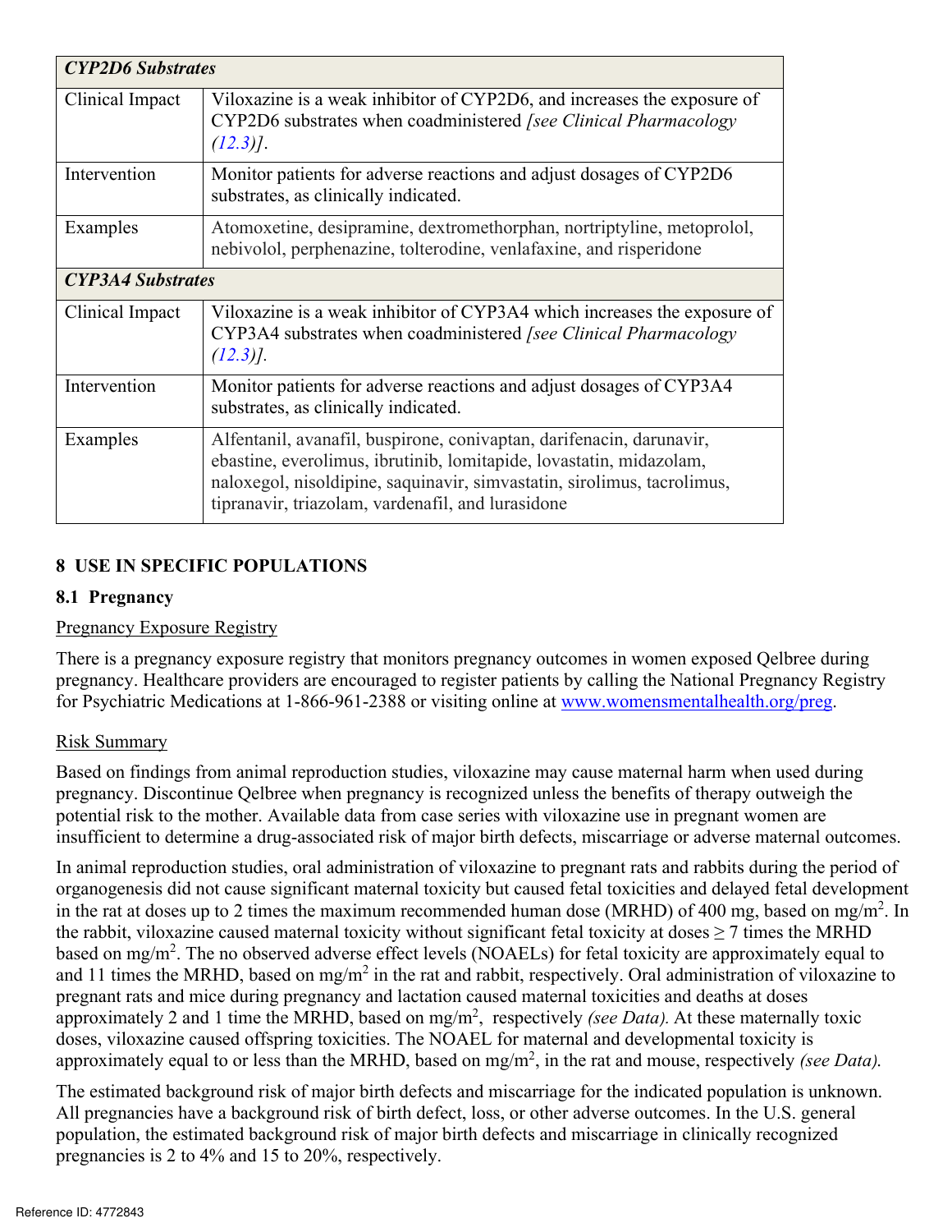| *CYP2D6 Substrates* | |
|---|---|
| Clinical Impact | Viloxazine is a weak inhibitor of CYP2D6, and increases the exposure of CYP2D6 substrates when coadministered *[see Clinical Pharmacology (12.3)]*. |
| Intervention | Monitor patients for adverse reactions and adjust dosages of CYP2D6 substrates, as clinically indicated. |
| Examples | Atomoxetine, desipramine, dextromethorphan, nortriptyline, metoprolol, nebivolol, perphenazine, tolterodine, venlafaxine, and risperidone |
| ***CYP3A4 Substrates*** | |
| Clinical Impact | Viloxazine is a weak inhibitor of CYP3A4 which increases the exposure of CYP3A4 substrates when coadministered *[see Clinical Pharmacology (12.3)].* |
| Intervention | Monitor patients for adverse reactions and adjust dosages of CYP3A4 substrates, as clinically indicated. |
| Examples | Alfentanil, avanafil, buspirone, conivaptan, darifenacin, darunavir, ebastine, everolimus, ibrutinib, lomitapide, lovastatin, midazolam, naloxegol, nisoldipine, saquinavir, simvastatin, sirolimus, tacrolimus, tipranavir, triazolam, vardenafil, and lurasidone |

## 8 USE IN SPECIFIC POPULATIONS

### 8.1 Pregnancy

Pregnancy Exposure Registry

There is a pregnancy exposure registry that monitors pregnancy outcomes in women exposed Qelbree during pregnancy. Healthcare providers are encouraged to register patients by calling the National Pregnancy Registry for Psychiatric Medications at 1-866-961-2388 or visiting online at www.womensmentalhealth.org/preg.

Risk Summary

Based on findings from animal reproduction studies, viloxazine may cause maternal harm when used during pregnancy. Discontinue Qelbree when pregnancy is recognized unless the benefits of therapy outweigh the potential risk to the mother. Available data from case series with viloxazine use in pregnant women are insufficient to determine a drug-associated risk of major birth defects, miscarriage or adverse maternal outcomes.

In animal reproduction studies, oral administration of viloxazine to pregnant rats and rabbits during the period of organogenesis did not cause significant maternal toxicity but caused fetal toxicities and delayed fetal development in the rat at doses up to 2 times the maximum recommended human dose (MRHD) of 400 mg, based on $mg/m^2$. In the rabbit, viloxazine caused maternal toxicity without significant fetal toxicity at doses ≥ 7 times the MRHD based on $mg/m^2$. The no observed adverse effect levels (NOAELs) for fetal toxicity are approximately equal to and 11 times the MRHD, based on $mg/m^2$ in the rat and rabbit, respectively. Oral administration of viloxazine to pregnant rats and mice during pregnancy and lactation caused maternal toxicities and deaths at doses approximately 2 and 1 time the MRHD, based on $mg/m^2$, respectively *(see Data).* At these maternally toxic doses, viloxazine caused offspring toxicities. The NOAEL for maternal and developmental toxicity is approximately equal to or less than the MRHD, based on $mg/m^2$, in the rat and mouse, respectively *(see Data).*

The estimated background risk of major birth defects and miscarriage for the indicated population is unknown. All pregnancies have a background risk of birth defect, loss, or other adverse outcomes. In the U.S. general population, the estimated background risk of major birth defects and miscarriage in clinically recognized pregnancies is 2 to 4% and 15 to 20%, respectively.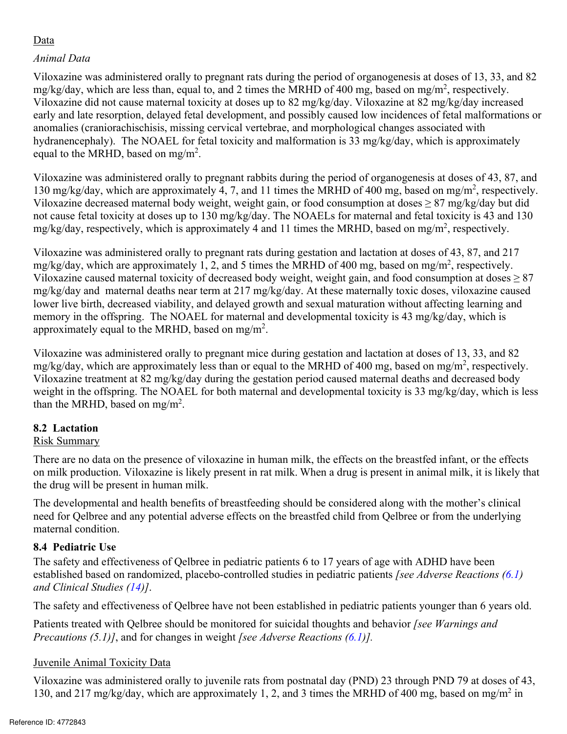Data

*Animal Data*

Viloxazine was administered orally to pregnant rats during the period of organogenesis at doses of 13, 33, and 82 mg/kg/day, which are less than, equal to, and 2 times the MRHD of 400 mg, based on $mg/m^2$, respectively. Viloxazine did not cause maternal toxicity at doses up to 82 mg/kg/day. Viloxazine at 82 mg/kg/day increased early and late resorption, delayed fetal development, and possibly caused low incidences of fetal malformations or anomalies (craniorachischisis, missing cervical vertebrae, and morphological changes associated with hydranencephaly). The NOAEL for fetal toxicity and malformation is 33 mg/kg/day, which is approximately equal to the MRHD, based on $mg/m^2$.

Viloxazine was administered orally to pregnant rabbits during the period of organogenesis at doses of 43, 87, and 130 mg/kg/day, which are approximately 4, 7, and 11 times the MRHD of 400 mg, based on $mg/m^2$, respectively. Viloxazine decreased maternal body weight, weight gain, or food consumption at doses ≥ 87 mg/kg/day but did not cause fetal toxicity at doses up to 130 mg/kg/day. The NOAELs for maternal and fetal toxicity is 43 and 130 mg/kg/day, respectively, which is approximately 4 and 11 times the MRHD, based on $mg/m^2$, respectively.

Viloxazine was administered orally to pregnant rats during gestation and lactation at doses of 43, 87, and 217 mg/kg/day, which are approximately 1, 2, and 5 times the MRHD of 400 mg, based on $mg/m^2$, respectively. Viloxazine caused maternal toxicity of decreased body weight, weight gain, and food consumption at doses ≥ 87 mg/kg/day and maternal deaths near term at 217 mg/kg/day. At these maternally toxic doses, viloxazine caused lower live birth, decreased viability, and delayed growth and sexual maturation without affecting learning and memory in the offspring. The NOAEL for maternal and developmental toxicity is 43 mg/kg/day, which is approximately equal to the MRHD, based on $mg/m^2$.

Viloxazine was administered orally to pregnant mice during gestation and lactation at doses of 13, 33, and 82 mg/kg/day, which are approximately less than or equal to the MRHD of 400 mg, based on $mg/m^2$, respectively. Viloxazine treatment at 82 mg/kg/day during the gestation period caused maternal deaths and decreased body weight in the offspring. The NOAEL for both maternal and developmental toxicity is 33 mg/kg/day, which is less than the MRHD, based on $mg/m^2$.

### 8.2 Lactation

Risk Summary

There are no data on the presence of viloxazine in human milk, the effects on the breastfed infant, or the effects on milk production. Viloxazine is likely present in rat milk. When a drug is present in animal milk, it is likely that the drug will be present in human milk.

The developmental and health benefits of breastfeeding should be considered along with the mother's clinical need for Qelbree and any potential adverse effects on the breastfed child from Qelbree or from the underlying maternal condition.

### 8.4 Pediatric Use

The safety and effectiveness of Qelbree in pediatric patients 6 to 17 years of age with ADHD have been established based on randomized, placebo-controlled studies in pediatric patients *[see Adverse Reactions (6.1) and Clinical Studies (14)]*.

The safety and effectiveness of Qelbree have not been established in pediatric patients younger than 6 years old.

Patients treated with Qelbree should be monitored for suicidal thoughts and behavior *[see Warnings and Precautions (5.1)]*, and for changes in weight *[see Adverse Reactions (6.1)]*.

Juvenile Animal Toxicity Data

Viloxazine was administered orally to juvenile rats from postnatal day (PND) 23 through PND 79 at doses of 43, 130, and 217 mg/kg/day, which are approximately 1, 2, and 3 times the MRHD of 400 mg, based on $mg/m^2$ in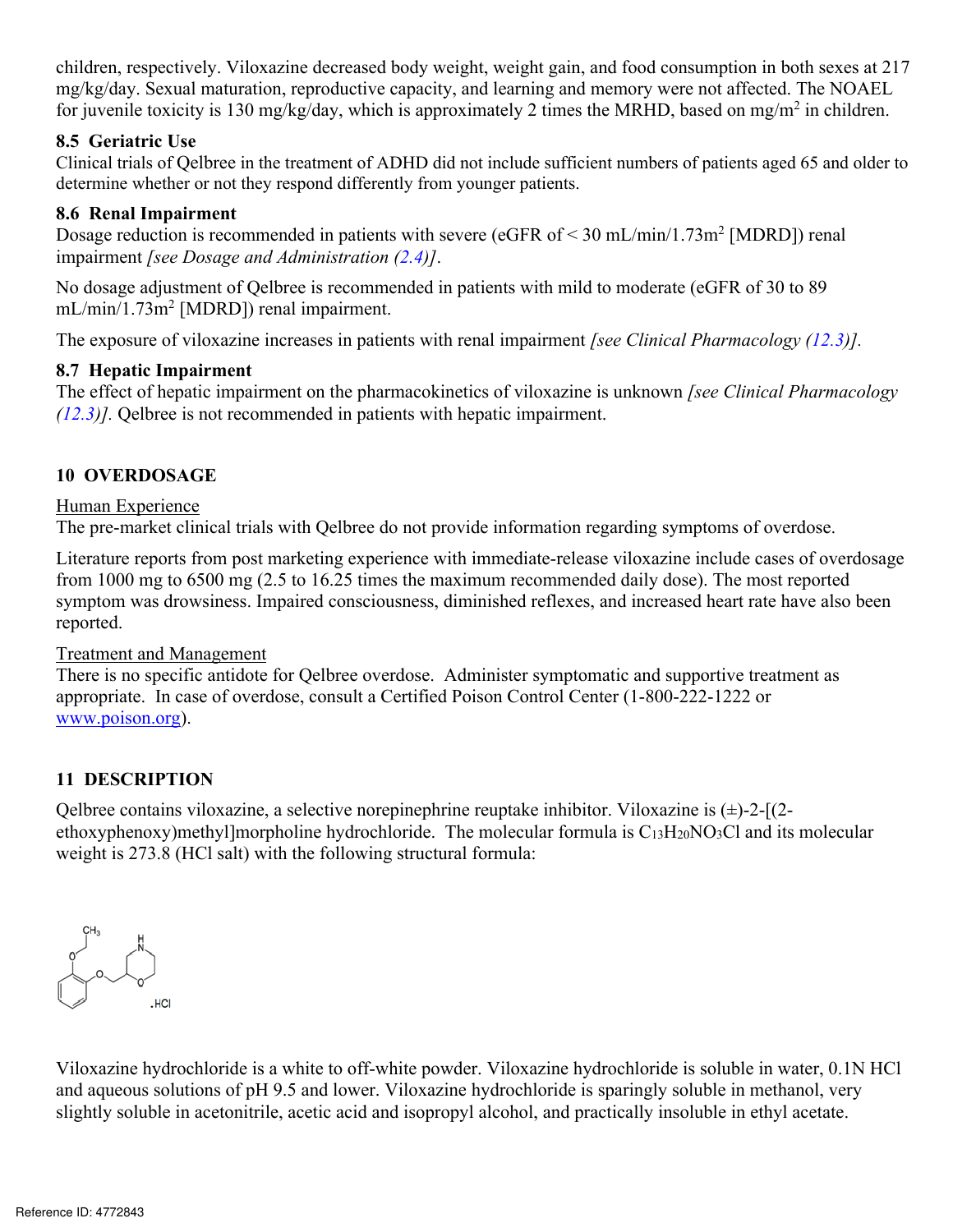children, respectively. Viloxazine decreased body weight, weight gain, and food consumption in both sexes at 217 mg/kg/day. Sexual maturation, reproductive capacity, and learning and memory were not affected. The NOAEL for juvenile toxicity is 130 mg/kg/day, which is approximately 2 times the MRHD, based on mg/m$^2$ in children.

### 8.5 Geriatric Use

Clinical trials of Qelbree in the treatment of ADHD did not include sufficient numbers of patients aged 65 and older to determine whether or not they respond differently from younger patients.

### 8.6 Renal Impairment

Dosage reduction is recommended in patients with severe (eGFR of < 30 mL/min/1.73m$^2$ [MDRD]) renal impairment *[see Dosage and Administration (2.4)]*.

No dosage adjustment of Qelbree is recommended in patients with mild to moderate (eGFR of 30 to 89 mL/min/1.73m$^2$ [MDRD]) renal impairment.

The exposure of viloxazine increases in patients with renal impairment *[see Clinical Pharmacology (12.3)]*.

### 8.7 Hepatic Impairment

The effect of hepatic impairment on the pharmacokinetics of viloxazine is unknown *[see Clinical Pharmacology (12.3)]*. Qelbree is not recommended in patients with hepatic impairment.

## 10 OVERDOSAGE

Human Experience

The pre-market clinical trials with Qelbree do not provide information regarding symptoms of overdose.

Literature reports from post marketing experience with immediate-release viloxazine include cases of overdosage from 1000 mg to 6500 mg (2.5 to 16.25 times the maximum recommended daily dose). The most reported symptom was drowsiness. Impaired consciousness, diminished reflexes, and increased heart rate have also been reported.

Treatment and Management

There is no specific antidote for Qelbree overdose. Administer symptomatic and supportive treatment as appropriate. In case of overdose, consult a Certified Poison Control Center (1-800-222-1222 or www.poison.org).

## 11 DESCRIPTION

Qelbree contains viloxazine, a selective norepinephrine reuptake inhibitor. Viloxazine is (±)-2-[(2-ethoxyphenoxy)methyl]morpholine hydrochloride. The molecular formula is $C_{13}H_{20}NO_3Cl$ and its molecular weight is 273.8 (HCl salt) with the following structural formula:

Viloxazine hydrochloride is a white to off-white powder. Viloxazine hydrochloride is soluble in water, 0.1N HCl and aqueous solutions of pH 9.5 and lower. Viloxazine hydrochloride is sparingly soluble in methanol, very slightly soluble in acetonitrile, acetic acid and isopropyl alcohol, and practically insoluble in ethyl acetate.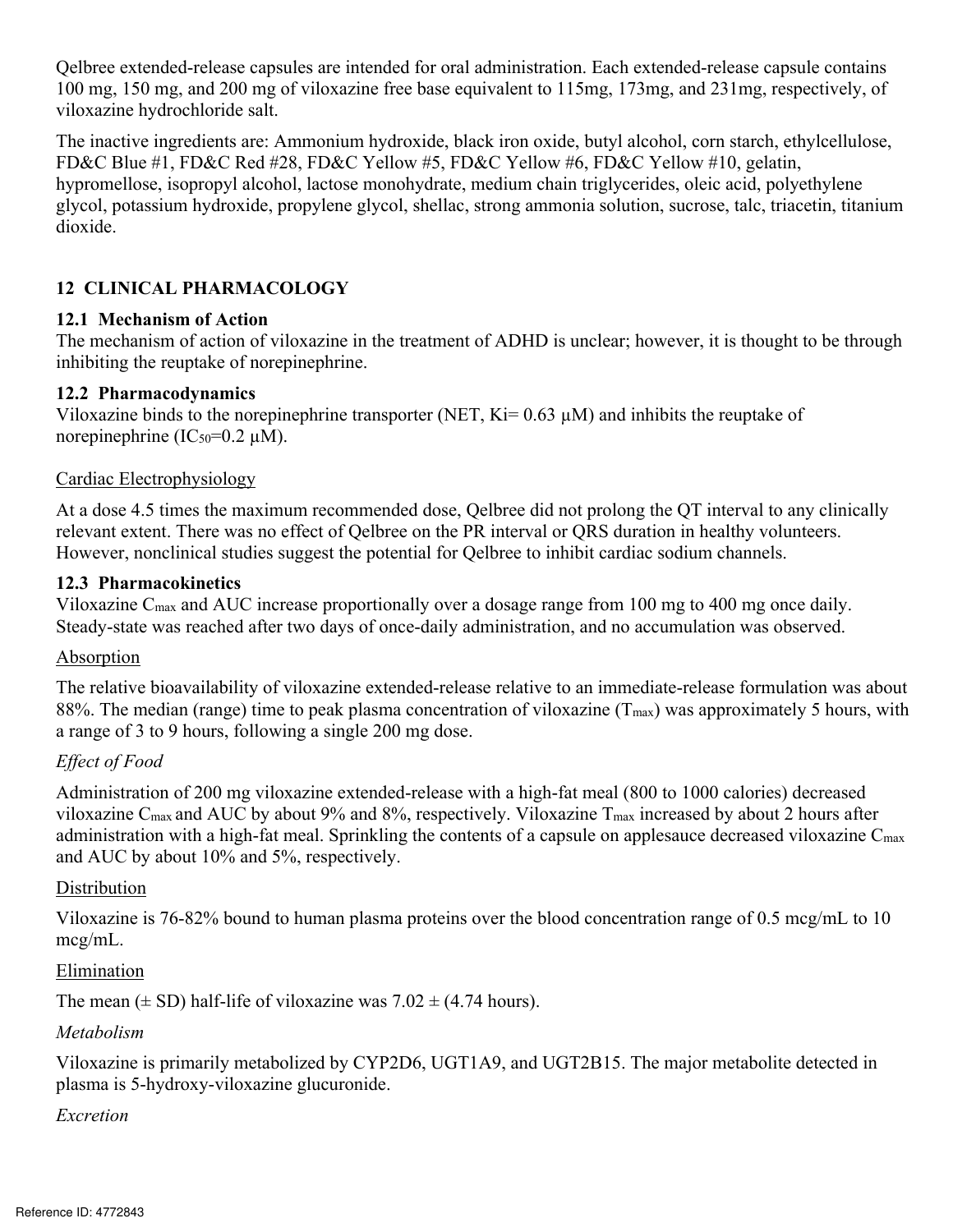Qelbree extended-release capsules are intended for oral administration. Each extended-release capsule contains 100 mg, 150 mg, and 200 mg of viloxazine free base equivalent to 115mg, 173mg, and 231mg, respectively, of viloxazine hydrochloride salt.

The inactive ingredients are: Ammonium hydroxide, black iron oxide, butyl alcohol, corn starch, ethylcellulose, FD&C Blue #1, FD&C Red #28, FD&C Yellow #5, FD&C Yellow #6, FD&C Yellow #10, gelatin, hypromellose, isopropyl alcohol, lactose monohydrate, medium chain triglycerides, oleic acid, polyethylene glycol, potassium hydroxide, propylene glycol, shellac, strong ammonia solution, sucrose, talc, triacetin, titanium dioxide.

## 12 CLINICAL PHARMACOLOGY

### 12.1 Mechanism of Action

The mechanism of action of viloxazine in the treatment of ADHD is unclear; however, it is thought to be through inhibiting the reuptake of norepinephrine.

### 12.2 Pharmacodynamics

Viloxazine binds to the norepinephrine transporter (NET, Ki= 0.63 μM) and inhibits the reuptake of norepinephrine ($IC_{50}$=0.2 μM).

Cardiac Electrophysiology

At a dose 4.5 times the maximum recommended dose, Qelbree did not prolong the QT interval to any clinically relevant extent. There was no effect of Qelbree on the PR interval or QRS duration in healthy volunteers. However, nonclinical studies suggest the potential for Qelbree to inhibit cardiac sodium channels.

### 12.3 Pharmacokinetics

Viloxazine $C_{max}$ and AUC increase proportionally over a dosage range from 100 mg to 400 mg once daily. Steady-state was reached after two days of once-daily administration, and no accumulation was observed.

Absorption

The relative bioavailability of viloxazine extended-release relative to an immediate-release formulation was about 88%. The median (range) time to peak plasma concentration of viloxazine ($T_{max}$) was approximately 5 hours, with a range of 3 to 9 hours, following a single 200 mg dose.

*Effect of Food*

Administration of 200 mg viloxazine extended-release with a high-fat meal (800 to 1000 calories) decreased viloxazine $C_{max}$ and AUC by about 9% and 8%, respectively. Viloxazine $T_{max}$ increased by about 2 hours after administration with a high-fat meal. Sprinkling the contents of a capsule on applesauce decreased viloxazine $C_{max}$ and AUC by about 10% and 5%, respectively.

Distribution

Viloxazine is 76-82% bound to human plasma proteins over the blood concentration range of 0.5 mcg/mL to 10 mcg/mL.

Elimination

The mean (± SD) half-life of viloxazine was 7.02 ± (4.74 hours).

*Metabolism*

Viloxazine is primarily metabolized by CYP2D6, UGT1A9, and UGT2B15. The major metabolite detected in plasma is 5-hydroxy-viloxazine glucuronide.

*Excretion*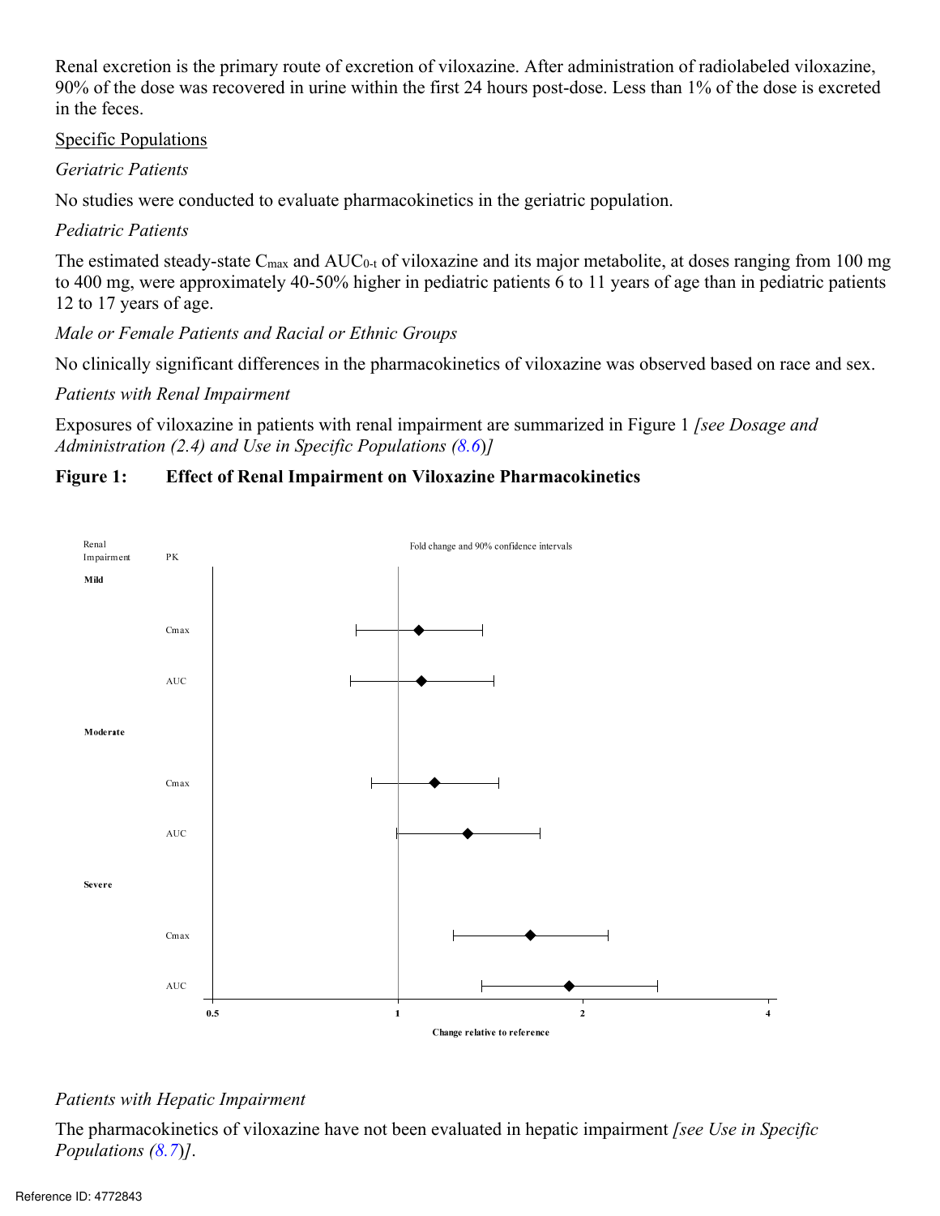Renal excretion is the primary route of excretion of viloxazine. After administration of radiolabeled viloxazine, 90% of the dose was recovered in urine within the first 24 hours post-dose. Less than 1% of the dose is excreted in the feces.

Specific Populations

*Geriatric Patients*

No studies were conducted to evaluate pharmacokinetics in the geriatric population.

*Pediatric Patients*

The estimated steady-state $C_{max}$ and $AUC_{0-t}$ of viloxazine and its major metabolite, at doses ranging from 100 mg to 400 mg, were approximately 40-50% higher in pediatric patients 6 to 11 years of age than in pediatric patients 12 to 17 years of age.

*Male or Female Patients and Racial or Ethnic Groups*

No clinically significant differences in the pharmacokinetics of viloxazine was observed based on race and sex.

*Patients with Renal Impairment*

Exposures of viloxazine in patients with renal impairment are summarized in Figure 1 *[see Dosage and Administration (2.4) and Use in Specific Populations (8.6)]*

**Figure 1: Effect of Renal Impairment on Viloxazine Pharmacokinetics**

Renal Impairment | PK | Fold change and 90% confidence intervals

**Mild**
Cmax
AUC

**Moderate**
Cmax
AUC

**Severe**
Cmax
AUC

0.5 1 2 4

**Change relative to reference**

*Patients with Hepatic Impairment*

The pharmacokinetics of viloxazine have not been evaluated in hepatic impairment *[see Use in Specific Populations (8.7)]*.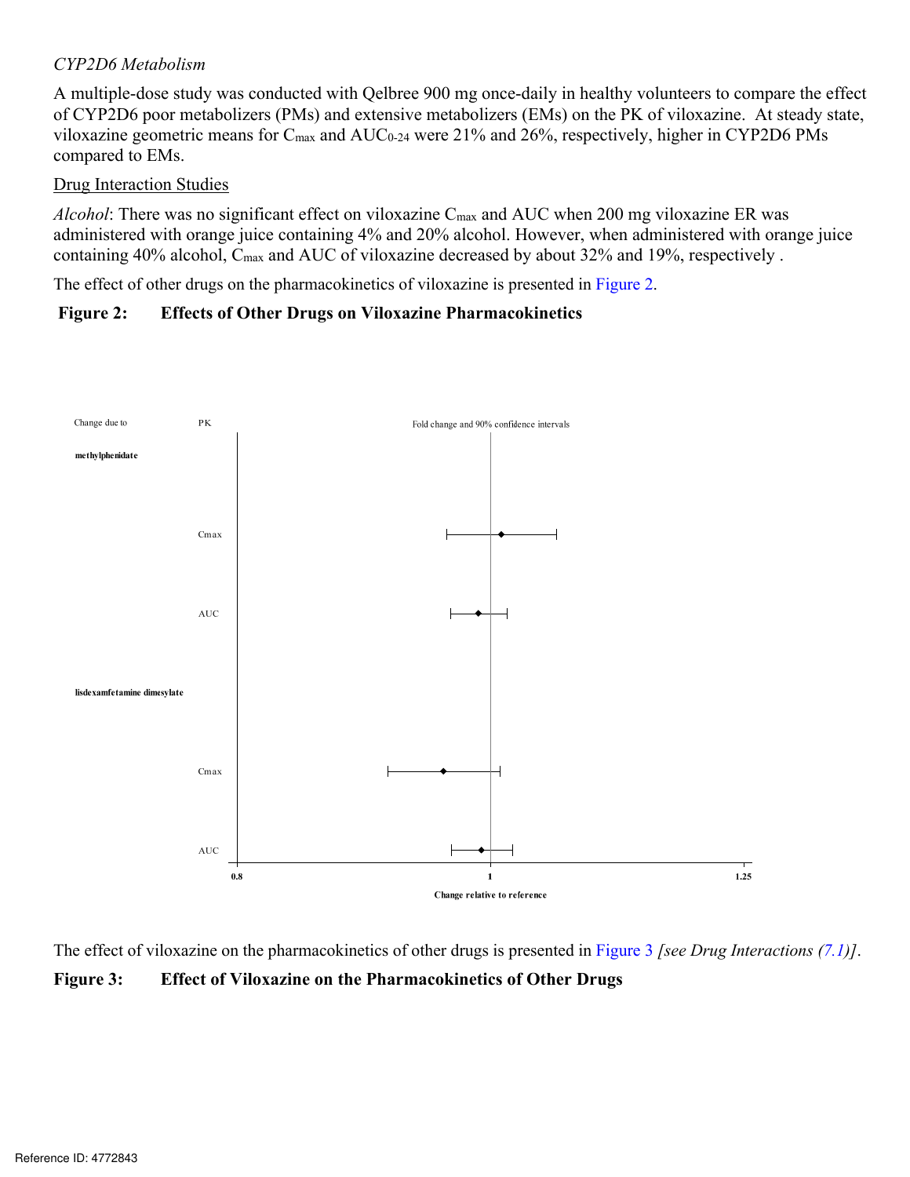*CYP2D6 Metabolism*

A multiple-dose study was conducted with Qelbree 900 mg once-daily in healthy volunteers to compare the effect of CYP2D6 poor metabolizers (PMs) and extensive metabolizers (EMs) on the PK of viloxazine. At steady state, viloxazine geometric means for $C_{max}$ and $AUC_{0\text{-}24}$ were 21% and 26%, respectively, higher in CYP2D6 PMs compared to EMs.

Drug Interaction Studies

*Alcohol*: There was no significant effect on viloxazine $C_{max}$ and AUC when 200 mg viloxazine ER was administered with orange juice containing 4% and 20% alcohol. However, when administered with orange juice containing 40% alcohol, $C_{max}$ and AUC of viloxazine decreased by about 32% and 19%, respectively .

The effect of other drugs on the pharmacokinetics of viloxazine is presented in Figure 2.

**Figure 2: Effects of Other Drugs on Viloxazine Pharmacokinetics**

Change due to | PK | Fold change and 90% confidence intervals

**methylphenidate**

Cmax

AUC

**lisdexamfetamine dimesylate**

Cmax

AUC

0.8 | 1 | 1.25

**Change relative to reference**

The effect of viloxazine on the pharmacokinetics of other drugs is presented in Figure 3 *[see Drug Interactions (7.1)]*.

**Figure 3: Effect of Viloxazine on the Pharmacokinetics of Other Drugs**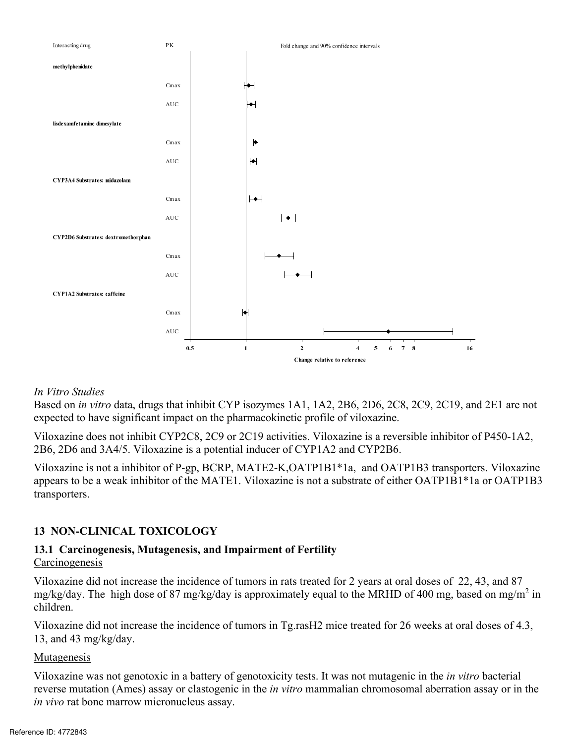Interacting drug | PK | Fold change and 90% confidence intervals

**methylphenidate**

Cmax

AUC

**lisdexamfetamine dimesylate**

Cmax

AUC

**CYP3A4 Substrates: midazolam**

Cmax

AUC

**CYP2D6 Substrates: dextromethorphan**

Cmax

AUC

**CYP1A2 Substrates: caffeine**

Cmax

AUC

0.5 1 2 4 5 6 7 8 16

**Change relative to reference**

*In Vitro Studies*

Based on *in vitro* data, drugs that inhibit CYP isozymes 1A1, 1A2, 2B6, 2D6, 2C8, 2C9, 2C19, and 2E1 are not expected to have significant impact on the pharmacokinetic profile of viloxazine.

Viloxazine does not inhibit CYP2C8, 2C9 or 2C19 activities. Viloxazine is a reversible inhibitor of P450-1A2, 2B6, 2D6 and 3A4/5. Viloxazine is a potential inducer of CYP1A2 and CYP2B6.

Viloxazine is not a inhibitor of P-gp, BCRP, MATE2-K,OATP1B1*1a, and OATP1B3 transporters. Viloxazine appears to be a weak inhibitor of the MATE1. Viloxazine is not a substrate of either OATP1B1*1a or OATP1B3 transporters.

## 13 NON-CLINICAL TOXICOLOGY

### 13.1 Carcinogenesis, Mutagenesis, and Impairment of Fertility

Carcinogenesis

Viloxazine did not increase the incidence of tumors in rats treated for 2 years at oral doses of 22, 43, and 87 mg/kg/day. The high dose of 87 mg/kg/day is approximately equal to the MRHD of 400 mg, based on mg/m$^2$ in children.

Viloxazine did not increase the incidence of tumors in Tg.rasH2 mice treated for 26 weeks at oral doses of 4.3, 13, and 43 mg/kg/day.

Mutagenesis

Viloxazine was not genotoxic in a battery of genotoxicity tests. It was not mutagenic in the *in vitro* bacterial reverse mutation (Ames) assay or clastogenic in the *in vitro* mammalian chromosomal aberration assay or in the *in vivo* rat bone marrow micronucleus assay.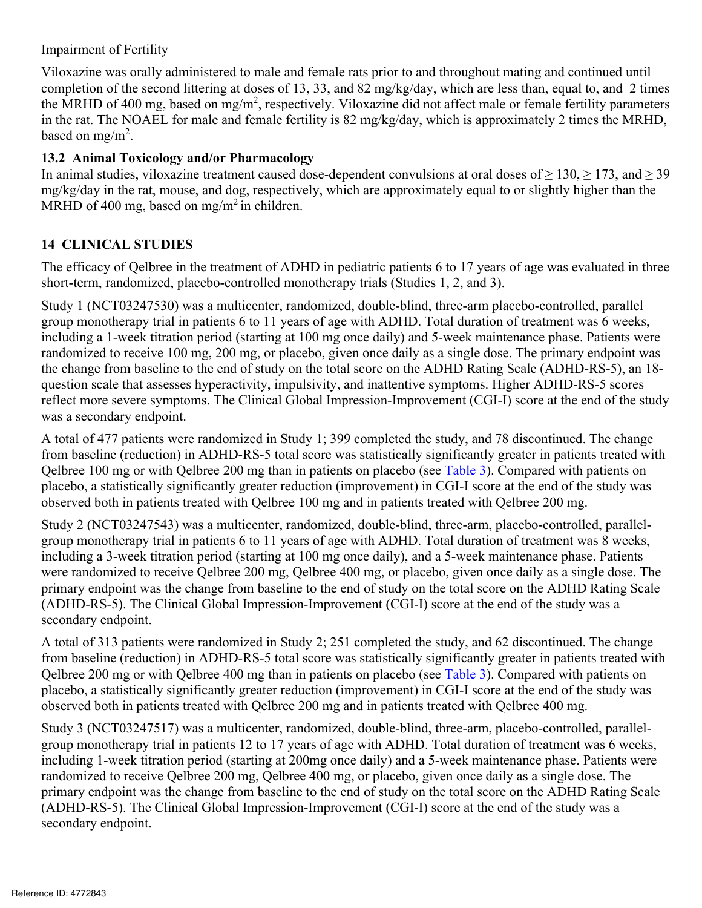Impairment of Fertility

Viloxazine was orally administered to male and female rats prior to and throughout mating and continued until completion of the second littering at doses of 13, 33, and 82 mg/kg/day, which are less than, equal to, and 2 times the MRHD of 400 mg, based on $mg/m^2$, respectively. Viloxazine did not affect male or female fertility parameters in the rat. The NOAEL for male and female fertility is 82 mg/kg/day, which is approximately 2 times the MRHD, based on $mg/m^2$.

### 13.2 Animal Toxicology and/or Pharmacology

In animal studies, viloxazine treatment caused dose-dependent convulsions at oral doses of ≥ 130, ≥ 173, and ≥ 39 mg/kg/day in the rat, mouse, and dog, respectively, which are approximately equal to or slightly higher than the MRHD of 400 mg, based on $mg/m^2$ in children.

## 14 CLINICAL STUDIES

The efficacy of Qelbree in the treatment of ADHD in pediatric patients 6 to 17 years of age was evaluated in three short-term, randomized, placebo-controlled monotherapy trials (Studies 1, 2, and 3).

Study 1 (NCT03247530) was a multicenter, randomized, double-blind, three-arm placebo-controlled, parallel group monotherapy trial in patients 6 to 11 years of age with ADHD. Total duration of treatment was 6 weeks, including a 1-week titration period (starting at 100 mg once daily) and 5-week maintenance phase. Patients were randomized to receive 100 mg, 200 mg, or placebo, given once daily as a single dose. The primary endpoint was the change from baseline to the end of study on the total score on the ADHD Rating Scale (ADHD-RS-5), an 18-question scale that assesses hyperactivity, impulsivity, and inattentive symptoms. Higher ADHD-RS-5 scores reflect more severe symptoms. The Clinical Global Impression-Improvement (CGI-I) score at the end of the study was a secondary endpoint.

A total of 477 patients were randomized in Study 1; 399 completed the study, and 78 discontinued. The change from baseline (reduction) in ADHD-RS-5 total score was statistically significantly greater in patients treated with Qelbree 100 mg or with Qelbree 200 mg than in patients on placebo (see Table 3). Compared with patients on placebo, a statistically significantly greater reduction (improvement) in CGI-I score at the end of the study was observed both in patients treated with Qelbree 100 mg and in patients treated with Qelbree 200 mg.

Study 2 (NCT03247543) was a multicenter, randomized, double-blind, three-arm, placebo-controlled, parallel-group monotherapy trial in patients 6 to 11 years of age with ADHD. Total duration of treatment was 8 weeks, including a 3-week titration period (starting at 100 mg once daily), and a 5-week maintenance phase. Patients were randomized to receive Qelbree 200 mg, Qelbree 400 mg, or placebo, given once daily as a single dose. The primary endpoint was the change from baseline to the end of study on the total score on the ADHD Rating Scale (ADHD-RS-5). The Clinical Global Impression-Improvement (CGI-I) score at the end of the study was a secondary endpoint.

A total of 313 patients were randomized in Study 2; 251 completed the study, and 62 discontinued. The change from baseline (reduction) in ADHD-RS-5 total score was statistically significantly greater in patients treated with Qelbree 200 mg or with Qelbree 400 mg than in patients on placebo (see Table 3). Compared with patients on placebo, a statistically significantly greater reduction (improvement) in CGI-I score at the end of the study was observed both in patients treated with Qelbree 200 mg and in patients treated with Qelbree 400 mg.

Study 3 (NCT03247517) was a multicenter, randomized, double-blind, three-arm, placebo-controlled, parallel-group monotherapy trial in patients 12 to 17 years of age with ADHD. Total duration of treatment was 6 weeks, including 1-week titration period (starting at 200mg once daily) and a 5-week maintenance phase. Patients were randomized to receive Qelbree 200 mg, Qelbree 400 mg, or placebo, given once daily as a single dose. The primary endpoint was the change from baseline to the end of study on the total score on the ADHD Rating Scale (ADHD-RS-5). The Clinical Global Impression-Improvement (CGI-I) score at the end of the study was a secondary endpoint.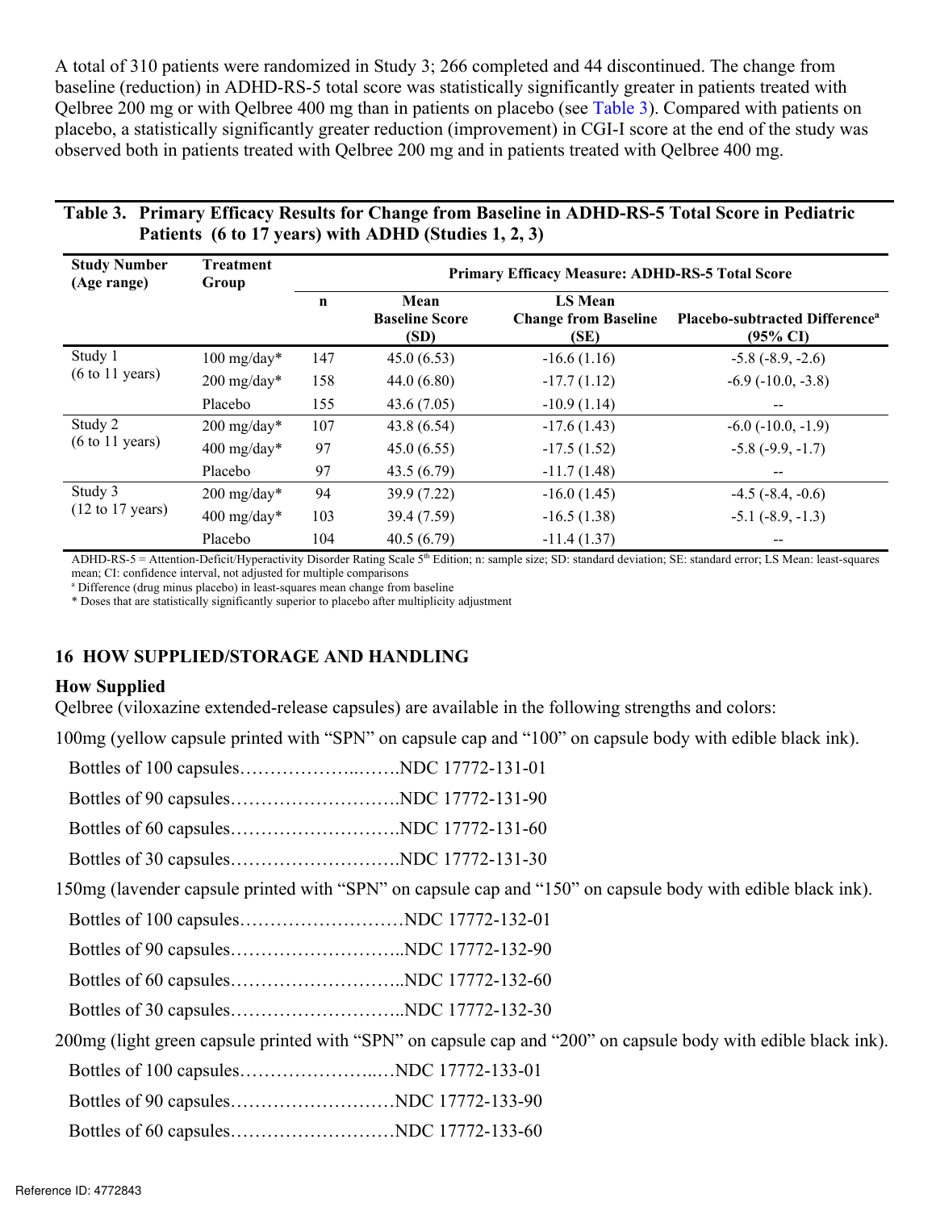A total of 310 patients were randomized in Study 3; 266 completed and 44 discontinued. The change from baseline (reduction) in ADHD-RS-5 total score was statistically significantly greater in patients treated with Qelbree 200 mg or with Qelbree 400 mg than in patients on placebo (see Table 3). Compared with patients on placebo, a statistically significantly greater reduction (improvement) in CGI-I score at the end of the study was observed both in patients treated with Qelbree 200 mg and in patients treated with Qelbree 400 mg.

**Table 3. Primary Efficacy Results for Change from Baseline in ADHD-RS-5 Total Score in Pediatric Patients (6 to 17 years) with ADHD (Studies 1, 2, 3)**

| Study Number (Age range) | Treatment Group | Primary Efficacy Measure: ADHD-RS-5 Total Score | | | |
|---|---|---|---|---|---|
| | | n | Mean Baseline Score (SD) | LS Mean Change from Baseline (SE) | Placebo-subtracted Difference[a] (95% CI) |
| Study 1 (6 to 11 years) | 100 mg/day* | 147 | 45.0 (6.53) | -16.6 (1.16) | -5.8 (-8.9, -2.6) |
| | 200 mg/day* | 158 | 44.0 (6.80) | -17.7 (1.12) | -6.9 (-10.0, -3.8) |
| | Placebo | 155 | 43.6 (7.05) | -10.9 (1.14) | -- |
| Study 2 (6 to 11 years) | 200 mg/day* | 107 | 43.8 (6.54) | -17.6 (1.43) | -6.0 (-10.0, -1.9) |
| | 400 mg/day* | 97 | 45.0 (6.55) | -17.5 (1.52) | -5.8 (-9.9, -1.7) |
| | Placebo | 97 | 43.5 (6.79) | -11.7 (1.48) | -- |
| Study 3 (12 to 17 years) | 200 mg/day* | 94 | 39.9 (7.22) | -16.0 (1.45) | -4.5 (-8.4, -0.6) |
| | 400 mg/day* | 103 | 39.4 (7.59) | -16.5 (1.38) | -5.1 (-8.9, -1.3) |
| | Placebo | 104 | 40.5 (6.79) | -11.4 (1.37) | -- |

ADHD-RS-5 = Attention-Deficit/Hyperactivity Disorder Rating Scale 5th Edition; n: sample size; SD: standard deviation; SE: standard error; LS Mean: least-squares mean; CI: confidence interval, not adjusted for multiple comparisons

[a] Difference (drug minus placebo) in least-squares mean change from baseline

\* Doses that are statistically significantly superior to placebo after multiplicity adjustment

## 16 HOW SUPPLIED/STORAGE AND HANDLING

### How Supplied

Qelbree (viloxazine extended-release capsules) are available in the following strengths and colors:

100mg (yellow capsule printed with "SPN" on capsule cap and "100" on capsule body with edible black ink).

Bottles of 100 capsules………………...…….NDC 17772-131-01

Bottles of 90 capsules……………………….NDC 17772-131-90

Bottles of 60 capsules……………………….NDC 17772-131-60

Bottles of 30 capsules……………………….NDC 17772-131-30

150mg (lavender capsule printed with "SPN" on capsule cap and "150" on capsule body with edible black ink).

Bottles of 100 capsules………………………NDC 17772-132-01

Bottles of 90 capsules………………………..NDC 17772-132-90

Bottles of 60 capsules………………………..NDC 17772-132-60

Bottles of 30 capsules………………………..NDC 17772-132-30

200mg (light green capsule printed with "SPN" on capsule cap and "200" on capsule body with edible black ink).

Bottles of 100 capsules…………………...…NDC 17772-133-01

Bottles of 90 capsules………………………NDC 17772-133-90

Bottles of 60 capsules………………………NDC 17772-133-60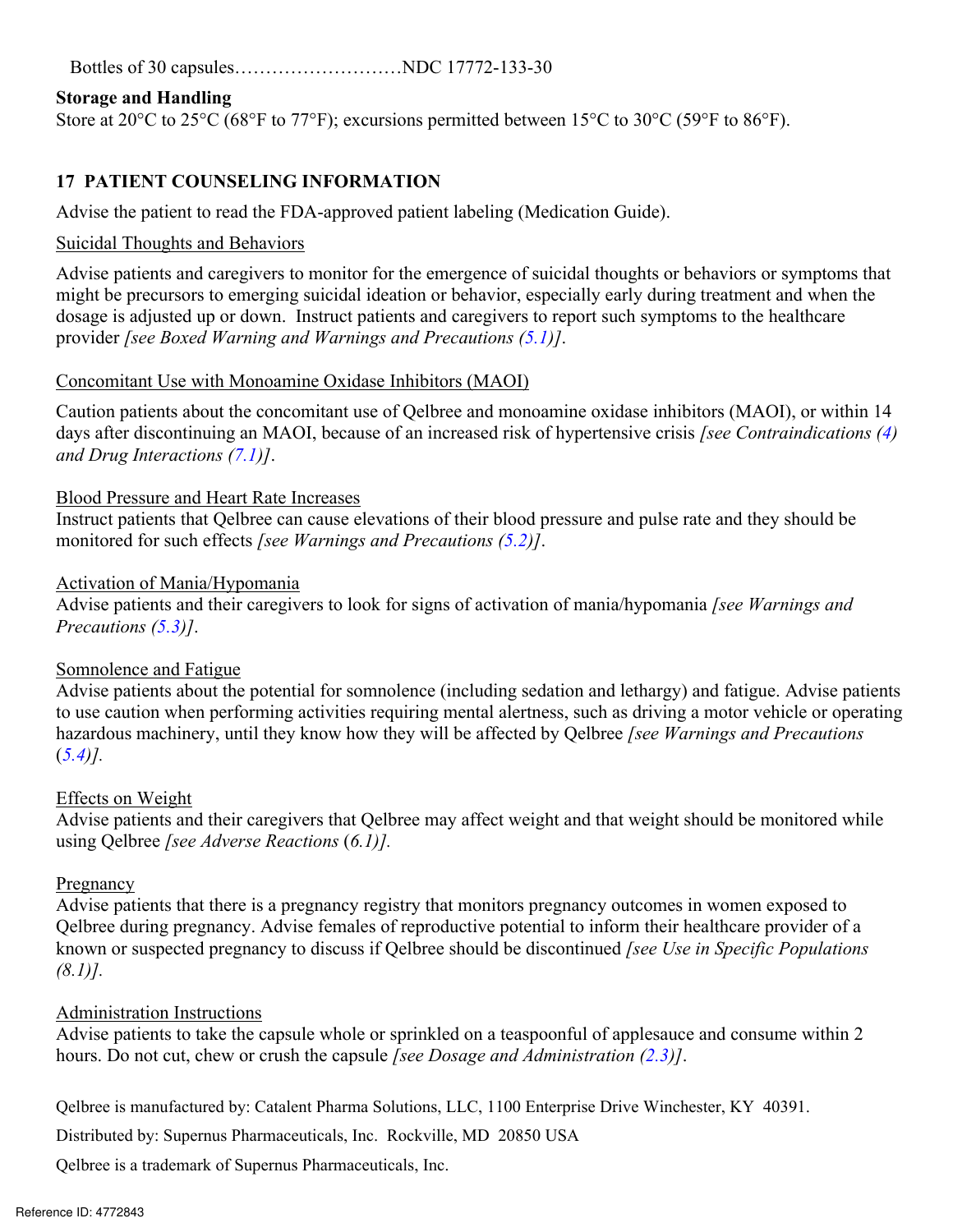Bottles of 30 capsules………………………NDC 17772-133-30

**Storage and Handling**

Store at 20°C to 25°C (68°F to 77°F); excursions permitted between 15°C to 30°C (59°F to 86°F).

## 17 PATIENT COUNSELING INFORMATION

Advise the patient to read the FDA-approved patient labeling (Medication Guide).

Suicidal Thoughts and Behaviors

Advise patients and caregivers to monitor for the emergence of suicidal thoughts or behaviors or symptoms that might be precursors to emerging suicidal ideation or behavior, especially early during treatment and when the dosage is adjusted up or down. Instruct patients and caregivers to report such symptoms to the healthcare provider *[see Boxed Warning and Warnings and Precautions (5.1)]*.

Concomitant Use with Monoamine Oxidase Inhibitors (MAOI)

Caution patients about the concomitant use of Qelbree and monoamine oxidase inhibitors (MAOI), or within 14 days after discontinuing an MAOI, because of an increased risk of hypertensive crisis *[see Contraindications (4) and Drug Interactions (7.1)]*.

Blood Pressure and Heart Rate Increases

Instruct patients that Qelbree can cause elevations of their blood pressure and pulse rate and they should be monitored for such effects *[see Warnings and Precautions (5.2)]*.

Activation of Mania/Hypomania

Advise patients and their caregivers to look for signs of activation of mania/hypomania *[see Warnings and Precautions (5.3)]*.

Somnolence and Fatigue

Advise patients about the potential for somnolence (including sedation and lethargy) and fatigue. Advise patients to use caution when performing activities requiring mental alertness, such as driving a motor vehicle or operating hazardous machinery, until they know how they will be affected by Qelbree *[see Warnings and Precautions (5.4)]*.

Effects on Weight

Advise patients and their caregivers that Qelbree may affect weight and that weight should be monitored while using Qelbree *[see Adverse Reactions (6.1)]*.

Pregnancy

Advise patients that there is a pregnancy registry that monitors pregnancy outcomes in women exposed to Qelbree during pregnancy. Advise females of reproductive potential to inform their healthcare provider of a known or suspected pregnancy to discuss if Qelbree should be discontinued *[see Use in Specific Populations (8.1)]*.

Administration Instructions

Advise patients to take the capsule whole or sprinkled on a teaspoonful of applesauce and consume within 2 hours. Do not cut, chew or crush the capsule *[see Dosage and Administration (2.3)]*.

Qelbree is manufactured by: Catalent Pharma Solutions, LLC, 1100 Enterprise Drive Winchester, KY 40391.

Distributed by: Supernus Pharmaceuticals, Inc. Rockville, MD 20850 USA

Qelbree is a trademark of Supernus Pharmaceuticals, Inc.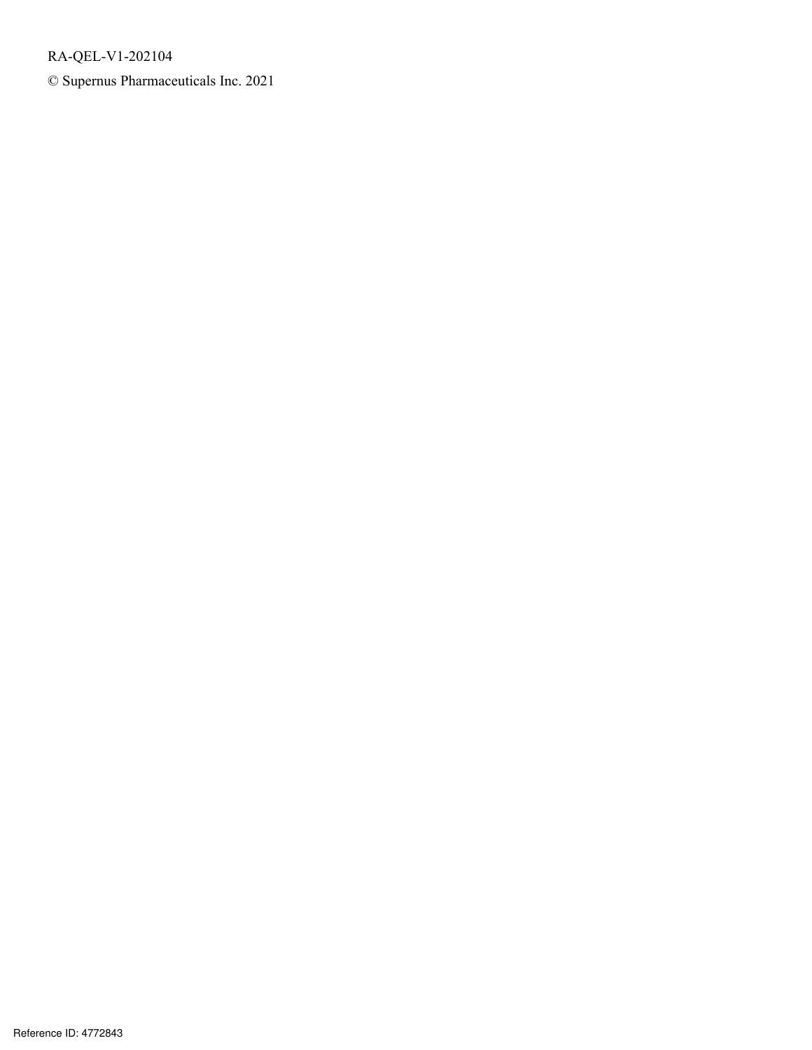RA-QEL-V1-202104

© Supernus Pharmaceuticals Inc. 2021

Reference ID: 4772843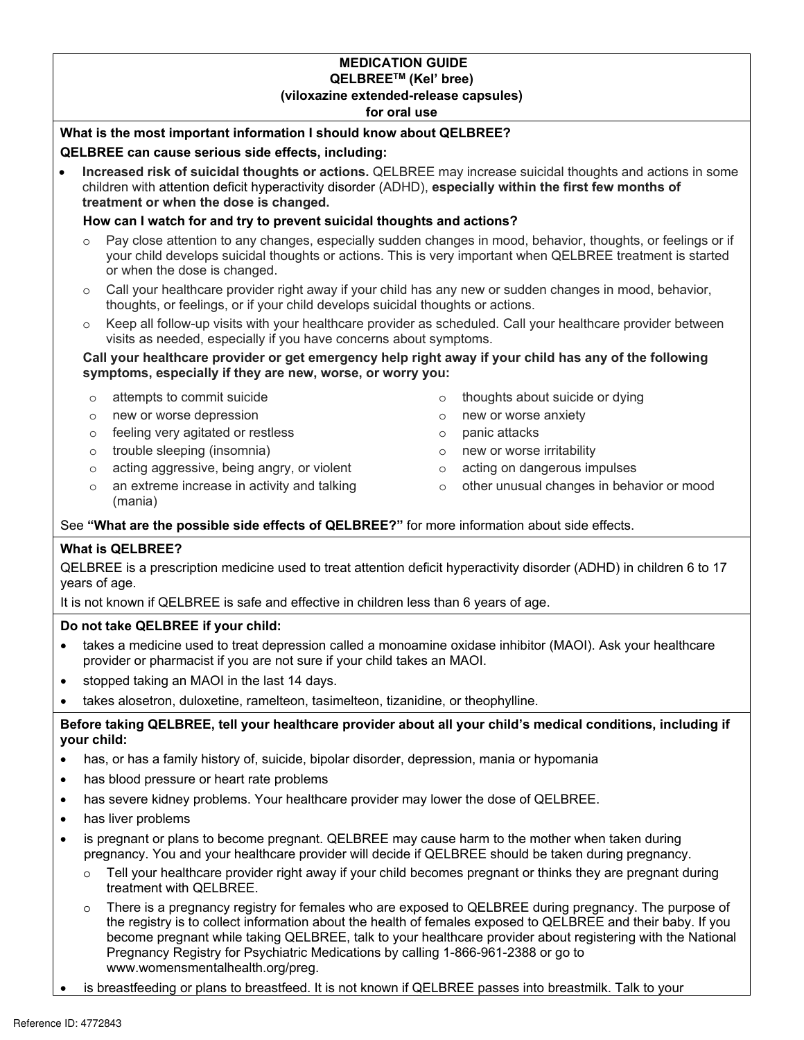# MEDICATION GUIDE
## QELBREE™ (Kel' bree)
## (viloxazine extended-release capsules)
## for oral use

**What is the most important information I should know about QELBREE?**

**QELBREE can cause serious side effects, including:**

- **Increased risk of suicidal thoughts or actions.** QELBREE may increase suicidal thoughts and actions in some children with attention deficit hyperactivity disorder (ADHD), **especially within the first few months of treatment or when the dose is changed.**

  **How can I watch for and try to prevent suicidal thoughts and actions?**

  - Pay close attention to any changes, especially sudden changes in mood, behavior, thoughts, or feelings or if your child develops suicidal thoughts or actions. This is very important when QELBREE treatment is started or when the dose is changed.
  - Call your healthcare provider right away if your child has any new or sudden changes in mood, behavior, thoughts, or feelings, or if your child develops suicidal thoughts or actions.
  - Keep all follow-up visits with your healthcare provider as scheduled. Call your healthcare provider between visits as needed, especially if you have concerns about symptoms.

  **Call your healthcare provider or get emergency help right away if your child has any of the following symptoms, especially if they are new, worse, or worry you:**

  - attempts to commit suicide
  - new or worse depression
  - feeling very agitated or restless
  - trouble sleeping (insomnia)
  - acting aggressive, being angry, or violent
  - an extreme increase in activity and talking (mania)
  - thoughts about suicide or dying
  - new or worse anxiety
  - panic attacks
  - new or worse irritability
  - acting on dangerous impulses
  - other unusual changes in behavior or mood

See **"What are the possible side effects of QELBREE?"** for more information about side effects.

**What is QELBREE?**

QELBREE is a prescription medicine used to treat attention deficit hyperactivity disorder (ADHD) in children 6 to 17 years of age.

It is not known if QELBREE is safe and effective in children less than 6 years of age.

**Do not take QELBREE if your child:**

- takes a medicine used to treat depression called a monoamine oxidase inhibitor (MAOI). Ask your healthcare provider or pharmacist if you are not sure if your child takes an MAOI.
- stopped taking an MAOI in the last 14 days.
- takes alosetron, duloxetine, ramelteon, tasimelteon, tizanidine, or theophylline.

**Before taking QELBREE, tell your healthcare provider about all your child's medical conditions, including if your child:**

- has, or has a family history of, suicide, bipolar disorder, depression, mania or hypomania
- has blood pressure or heart rate problems
- has severe kidney problems. Your healthcare provider may lower the dose of QELBREE.
- has liver problems
- is pregnant or plans to become pregnant. QELBREE may cause harm to the mother when taken during pregnancy. You and your healthcare provider will decide if QELBREE should be taken during pregnancy.
  - Tell your healthcare provider right away if your child becomes pregnant or thinks they are pregnant during treatment with QELBREE.
  - There is a pregnancy registry for females who are exposed to QELBREE during pregnancy. The purpose of the registry is to collect information about the health of females exposed to QELBREE and their baby. If you become pregnant while taking QELBREE, talk to your healthcare provider about registering with the National Pregnancy Registry for Psychiatric Medications by calling 1-866-961-2388 or go to www.womensmentalhealth.org/preg.
- is breastfeeding or plans to breastfeed. It is not known if QELBREE passes into breastmilk. Talk to your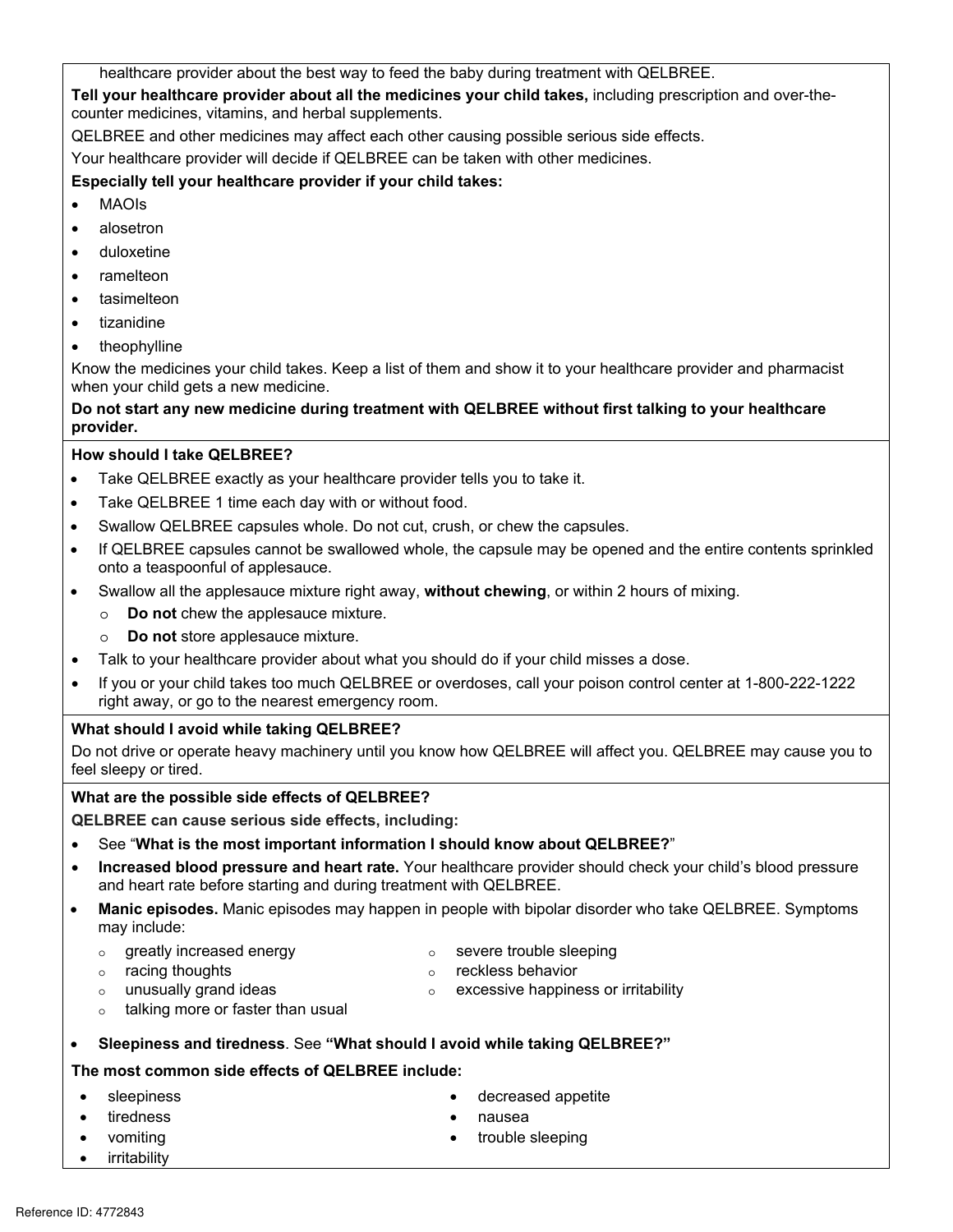healthcare provider about the best way to feed the baby during treatment with QELBREE.

**Tell your healthcare provider about all the medicines your child takes,** including prescription and over-the-counter medicines, vitamins, and herbal supplements.

QELBREE and other medicines may affect each other causing possible serious side effects.

Your healthcare provider will decide if QELBREE can be taken with other medicines.

**Especially tell your healthcare provider if your child takes:**

- MAOIs
- alosetron
- duloxetine
- ramelteon
- tasimelteon
- tizanidine
- theophylline

Know the medicines your child takes. Keep a list of them and show it to your healthcare provider and pharmacist when your child gets a new medicine.

**Do not start any new medicine during treatment with QELBREE without first talking to your healthcare provider.**

**How should I take QELBREE?**

- Take QELBREE exactly as your healthcare provider tells you to take it.
- Take QELBREE 1 time each day with or without food.
- Swallow QELBREE capsules whole. Do not cut, crush, or chew the capsules.
- If QELBREE capsules cannot be swallowed whole, the capsule may be opened and the entire contents sprinkled onto a teaspoonful of applesauce.
- Swallow all the applesauce mixture right away, **without chewing**, or within 2 hours of mixing.
  - **Do not** chew the applesauce mixture.
  - **Do not** store applesauce mixture.
- Talk to your healthcare provider about what you should do if your child misses a dose.
- If you or your child takes too much QELBREE or overdoses, call your poison control center at 1-800-222-1222 right away, or go to the nearest emergency room.

**What should I avoid while taking QELBREE?**

Do not drive or operate heavy machinery until you know how QELBREE will affect you. QELBREE may cause you to feel sleepy or tired.

**What are the possible side effects of QELBREE?**

**QELBREE can cause serious side effects, including:**

- See "**What is the most important information I should know about QELBREE?**"
- **Increased blood pressure and heart rate.** Your healthcare provider should check your child's blood pressure and heart rate before starting and during treatment with QELBREE.
- **Manic episodes.** Manic episodes may happen in people with bipolar disorder who take QELBREE. Symptoms may include:
  - greatly increased energy
  - racing thoughts
  - unusually grand ideas
  - talking more or faster than usual
  - severe trouble sleeping
  - reckless behavior
  - excessive happiness or irritability
- **Sleepiness and tiredness**. See **"What should I avoid while taking QELBREE?"**

**The most common side effects of QELBREE include:**

- sleepiness
- tiredness
- vomiting
- irritability
- decreased appetite
- nausea
- trouble sleeping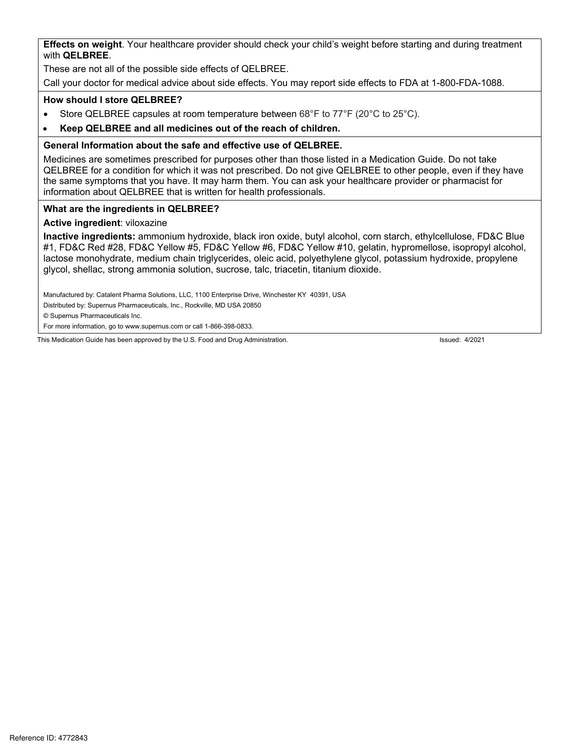**Effects on weight**. Your healthcare provider should check your child's weight before starting and during treatment with **QELBREE**.

These are not all of the possible side effects of QELBREE.

Call your doctor for medical advice about side effects. You may report side effects to FDA at 1-800-FDA-1088.

**How should I store QELBREE?**

- Store QELBREE capsules at room temperature between 68°F to 77°F (20°C to 25°C).
- **Keep QELBREE and all medicines out of the reach of children.**

**General Information about the safe and effective use of QELBREE.**

Medicines are sometimes prescribed for purposes other than those listed in a Medication Guide. Do not take QELBREE for a condition for which it was not prescribed. Do not give QELBREE to other people, even if they have the same symptoms that you have. It may harm them. You can ask your healthcare provider or pharmacist for information about QELBREE that is written for health professionals.

**What are the ingredients in QELBREE?**

**Active ingredient**: viloxazine

**Inactive ingredients:** ammonium hydroxide, black iron oxide, butyl alcohol, corn starch, ethylcellulose, FD&C Blue #1, FD&C Red #28, FD&C Yellow #5, FD&C Yellow #6, FD&C Yellow #10, gelatin, hypromellose, isopropyl alcohol, lactose monohydrate, medium chain triglycerides, oleic acid, polyethylene glycol, potassium hydroxide, propylene glycol, shellac, strong ammonia solution, sucrose, talc, triacetin, titanium dioxide.

Manufactured by: Catalent Pharma Solutions, LLC, 1100 Enterprise Drive, Winchester KY 40391, USA

Distributed by: Supernus Pharmaceuticals, Inc., Rockville, MD USA 20850

© Supernus Pharmaceuticals Inc.

For more information, go to www.supernus.com or call 1-866-398-0833.

This Medication Guide has been approved by the U.S. Food and Drug Administration. Issued: 4/2021